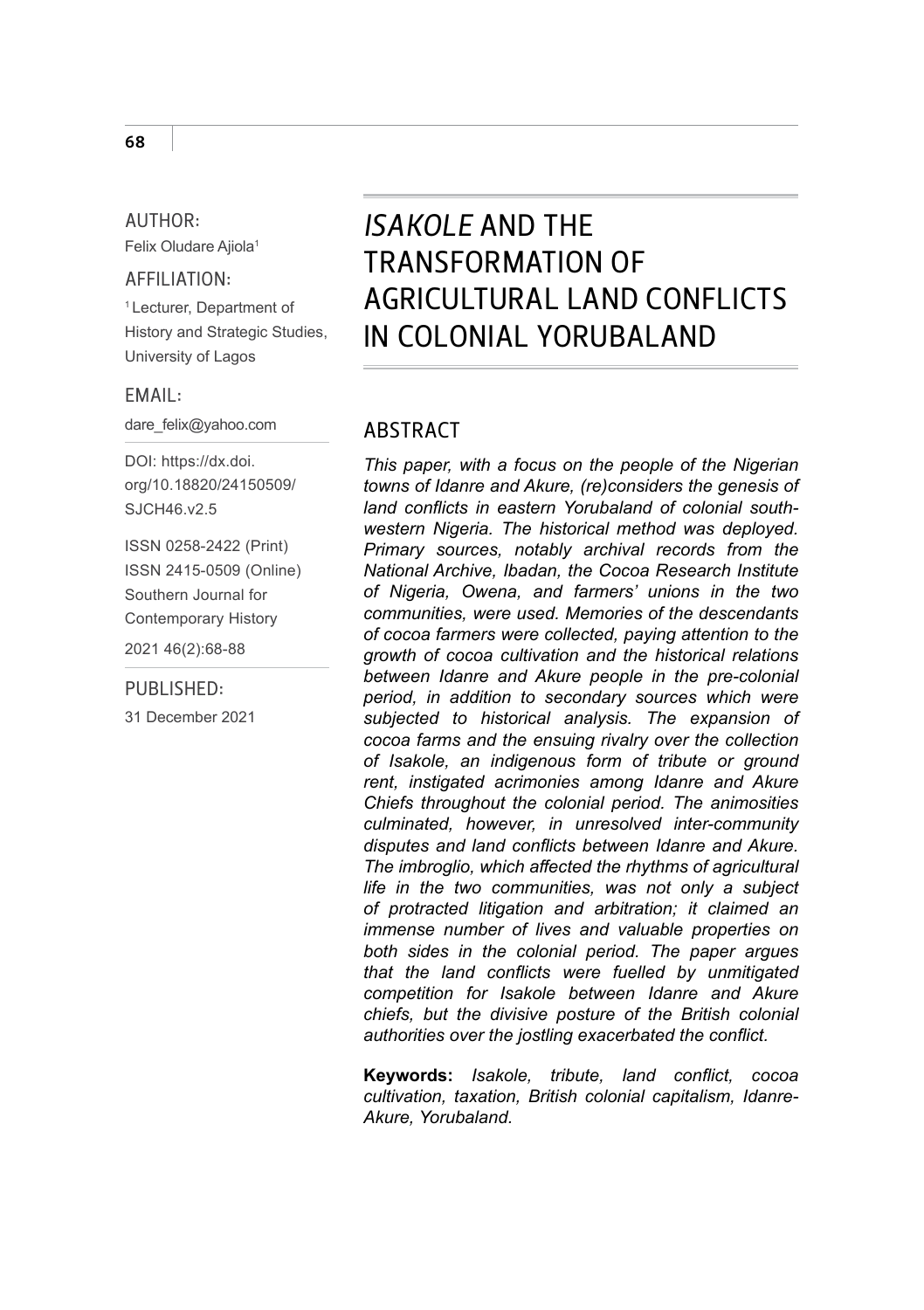# *ISAKOLE* AND THE TRANSFORMATION OF AGRICULTURAL LAND CONFLICTS IN COLONIAL YORUBALAND

AUTHOR:
Felix Oludare Ajiola[1]

AFFILIATION:
[1] Lecturer, Department of History and Strategic Studies, University of Lagos

EMAIL:
dare_felix@yahoo.com

DOI: https://dx.doi.org/10.18820/24150509/SJCH46.v2.5

ISSN 0258-2422 (Print)
ISSN 2415-0509 (Online)
Southern Journal for Contemporary History

2021 46(2):68-88

PUBLISHED:
31 December 2021

## ABSTRACT

*This paper, with a focus on the people of the Nigerian towns of Idanre and Akure, (re)considers the genesis of land conflicts in eastern Yorubaland of colonial south-western Nigeria. The historical method was deployed. Primary sources, notably archival records from the National Archive, Ibadan, the Cocoa Research Institute of Nigeria, Owena, and farmers' unions in the two communities, were used. Memories of the descendants of cocoa farmers were collected, paying attention to the growth of cocoa cultivation and the historical relations between Idanre and Akure people in the pre-colonial period, in addition to secondary sources which were subjected to historical analysis. The expansion of cocoa farms and the ensuing rivalry over the collection of Isakole, an indigenous form of tribute or ground rent, instigated acrimonies among Idanre and Akure Chiefs throughout the colonial period. The animosities culminated, however, in unresolved inter-community disputes and land conflicts between Idanre and Akure. The imbroglio, which affected the rhythms of agricultural life in the two communities, was not only a subject of protracted litigation and arbitration; it claimed an immense number of lives and valuable properties on both sides in the colonial period. The paper argues that the land conflicts were fuelled by unmitigated competition for Isakole between Idanre and Akure chiefs, but the divisive posture of the British colonial authorities over the jostling exacerbated the conflict.*

**Keywords:** *Isakole, tribute, land conflict, cocoa cultivation, taxation, British colonial capitalism, Idanre-Akure, Yorubaland.*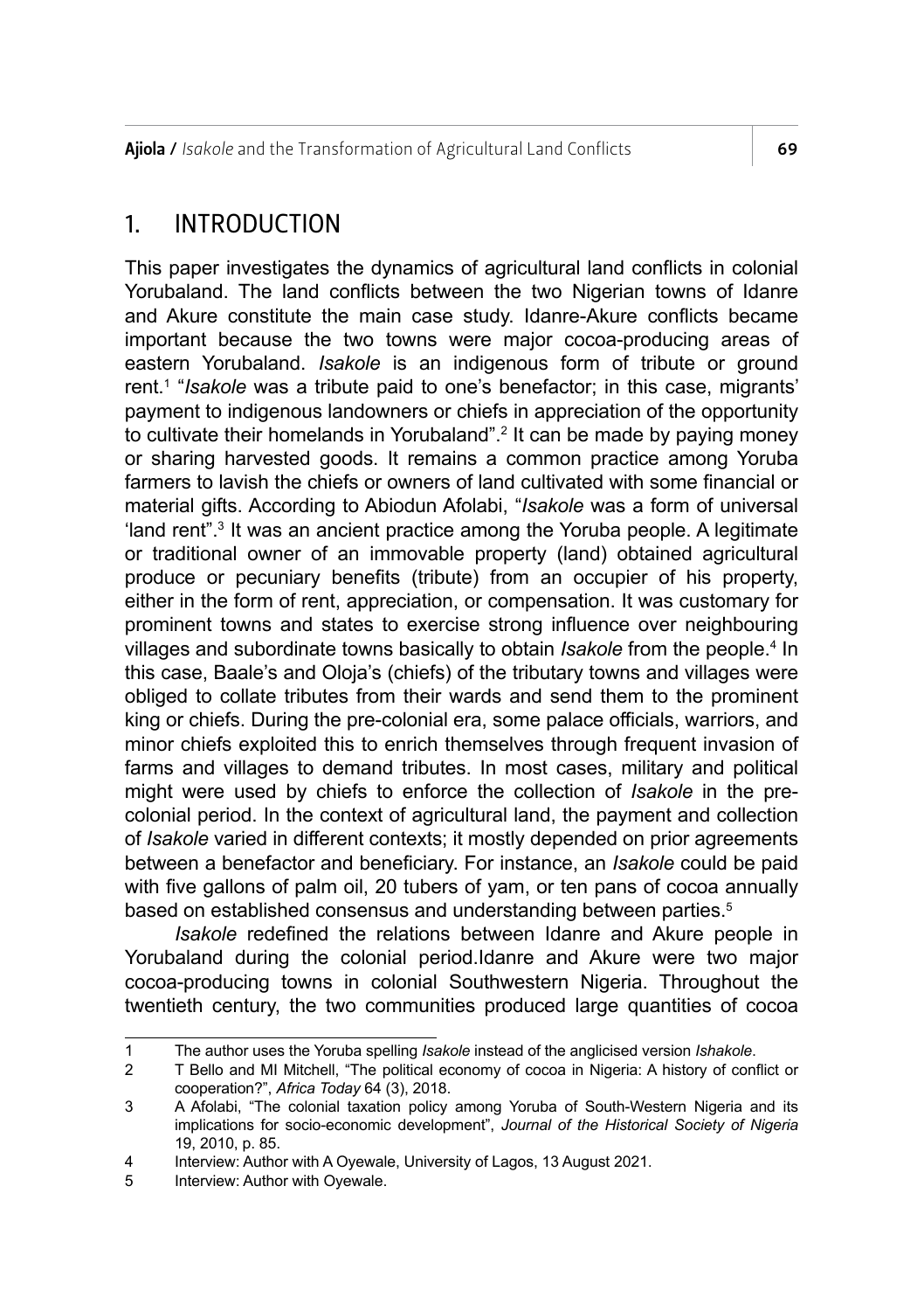## 1. INTRODUCTION

This paper investigates the dynamics of agricultural land conflicts in colonial Yorubaland. The land conflicts between the two Nigerian towns of Idanre and Akure constitute the main case study. Idanre-Akure conflicts became important because the two towns were major cocoa-producing areas of eastern Yorubaland. *Isakole* is an indigenous form of tribute or ground rent.[1] "*Isakole* was a tribute paid to one's benefactor; in this case, migrants' payment to indigenous landowners or chiefs in appreciation of the opportunity to cultivate their homelands in Yorubaland".[2] It can be made by paying money or sharing harvested goods. It remains a common practice among Yoruba farmers to lavish the chiefs or owners of land cultivated with some financial or material gifts. According to Abiodun Afolabi, "*Isakole* was a form of universal 'land rent".[3] It was an ancient practice among the Yoruba people. A legitimate or traditional owner of an immovable property (land) obtained agricultural produce or pecuniary benefits (tribute) from an occupier of his property, either in the form of rent, appreciation, or compensation. It was customary for prominent towns and states to exercise strong influence over neighbouring villages and subordinate towns basically to obtain *Isakole* from the people.[4] In this case, Baale's and Oloja's (chiefs) of the tributary towns and villages were obliged to collate tributes from their wards and send them to the prominent king or chiefs. During the pre-colonial era, some palace officials, warriors, and minor chiefs exploited this to enrich themselves through frequent invasion of farms and villages to demand tributes. In most cases, military and political might were used by chiefs to enforce the collection of *Isakole* in the pre-colonial period. In the context of agricultural land, the payment and collection of *Isakole* varied in different contexts; it mostly depended on prior agreements between a benefactor and beneficiary. For instance, an *Isakole* could be paid with five gallons of palm oil, 20 tubers of yam, or ten pans of cocoa annually based on established consensus and understanding between parties.[5]

*Isakole* redefined the relations between Idanre and Akure people in Yorubaland during the colonial period.Idanre and Akure were two major cocoa-producing towns in colonial Southwestern Nigeria. Throughout the twentieth century, the two communities produced large quantities of cocoa

---

1 The author uses the Yoruba spelling *Isakole* instead of the anglicised version *Ishakole*.

2 T Bello and MI Mitchell, "The political economy of cocoa in Nigeria: A history of conflict or cooperation?", *Africa Today* 64 (3), 2018.

3 A Afolabi, "The colonial taxation policy among Yoruba of South-Western Nigeria and its implications for socio-economic development", *Journal of the Historical Society of Nigeria* 19, 2010, p. 85.

4 Interview: Author with A Oyewale, University of Lagos, 13 August 2021.

5 Interview: Author with Oyewale.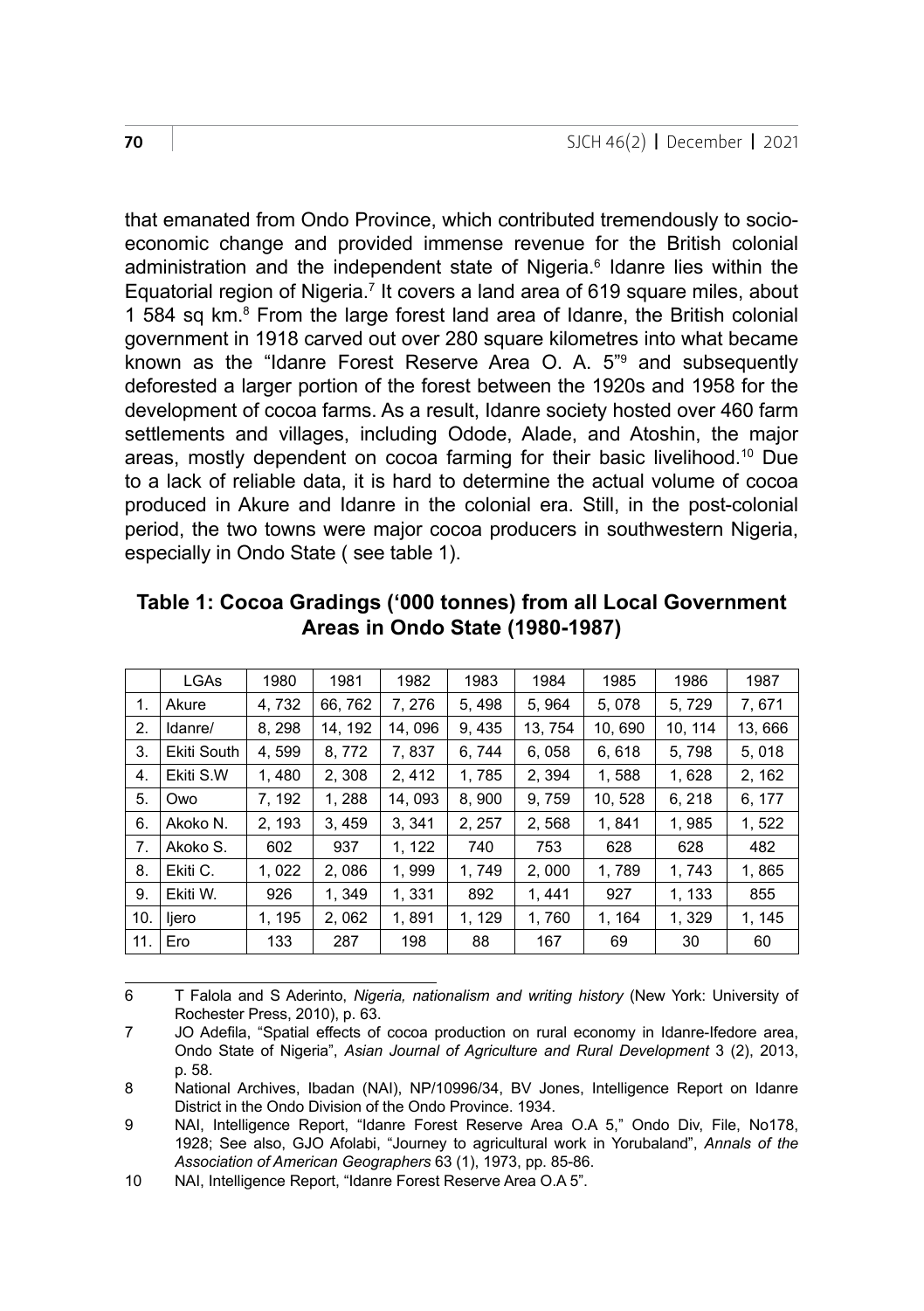that emanated from Ondo Province, which contributed tremendously to socio-economic change and provided immense revenue for the British colonial administration and the independent state of Nigeria.[6] Idanre lies within the Equatorial region of Nigeria.[7] It covers a land area of 619 square miles, about 1 584 sq km.[8] From the large forest land area of Idanre, the British colonial government in 1918 carved out over 280 square kilometres into what became known as the "Idanre Forest Reserve Area O. A. 5"[9] and subsequently deforested a larger portion of the forest between the 1920s and 1958 for the development of cocoa farms. As a result, Idanre society hosted over 460 farm settlements and villages, including Odode, Alade, and Atoshin, the major areas, mostly dependent on cocoa farming for their basic livelihood.[10] Due to a lack of reliable data, it is hard to determine the actual volume of cocoa produced in Akure and Idanre in the colonial era. Still, in the post-colonial period, the two towns were major cocoa producers in southwestern Nigeria, especially in Ondo State ( see table 1).

**Table 1: Cocoa Gradings ('000 tonnes) from all Local Government Areas in Ondo State (1980-1987)**

| | LGAs | 1980 | 1981 | 1982 | 1983 | 1984 | 1985 | 1986 | 1987 |
|---|---|---|---|---|---|---|---|---|---|
| 1. | Akure | 4, 732 | 66, 762 | 7, 276 | 5, 498 | 5, 964 | 5, 078 | 5, 729 | 7, 671 |
| 2. | Idanre/ | 8, 298 | 14, 192 | 14, 096 | 9, 435 | 13, 754 | 10, 690 | 10, 114 | 13, 666 |
| 3. | Ekiti South | 4, 599 | 8, 772 | 7, 837 | 6, 744 | 6, 058 | 6, 618 | 5, 798 | 5, 018 |
| 4. | Ekiti S.W | 1, 480 | 2, 308 | 2, 412 | 1, 785 | 2, 394 | 1, 588 | 1, 628 | 2, 162 |
| 5. | Owo | 7, 192 | 1, 288 | 14, 093 | 8, 900 | 9, 759 | 10, 528 | 6, 218 | 6, 177 |
| 6. | Akoko N. | 2, 193 | 3, 459 | 3, 341 | 2, 257 | 2, 568 | 1, 841 | 1, 985 | 1, 522 |
| 7. | Akoko S. | 602 | 937 | 1, 122 | 740 | 753 | 628 | 628 | 482 |
| 8. | Ekiti C. | 1, 022 | 2, 086 | 1, 999 | 1, 749 | 2, 000 | 1, 789 | 1, 743 | 1, 865 |
| 9. | Ekiti W. | 926 | 1, 349 | 1, 331 | 892 | 1, 441 | 927 | 1, 133 | 855 |
| 10. | Ijero | 1, 195 | 2, 062 | 1, 891 | 1, 129 | 1, 760 | 1, 164 | 1, 329 | 1, 145 |
| 11. | Ero | 133 | 287 | 198 | 88 | 167 | 69 | 30 | 60 |

6 T Falola and S Aderinto, *Nigeria, nationalism and writing history* (New York: University of Rochester Press, 2010), p. 63.

7 JO Adefila, "Spatial effects of cocoa production on rural economy in Idanre-Ifedore area, Ondo State of Nigeria", *Asian Journal of Agriculture and Rural Development* 3 (2), 2013, p. 58.

8 National Archives, Ibadan (NAI), NP/10996/34, BV Jones, Intelligence Report on Idanre District in the Ondo Division of the Ondo Province. 1934.

9 NAI, Intelligence Report, "Idanre Forest Reserve Area O.A 5," Ondo Div, File, No178, 1928; See also, GJO Afolabi, "Journey to agricultural work in Yorubaland", *Annals of the Association of American Geographers* 63 (1), 1973, pp. 85-86.

10 NAI, Intelligence Report, "Idanre Forest Reserve Area O.A 5".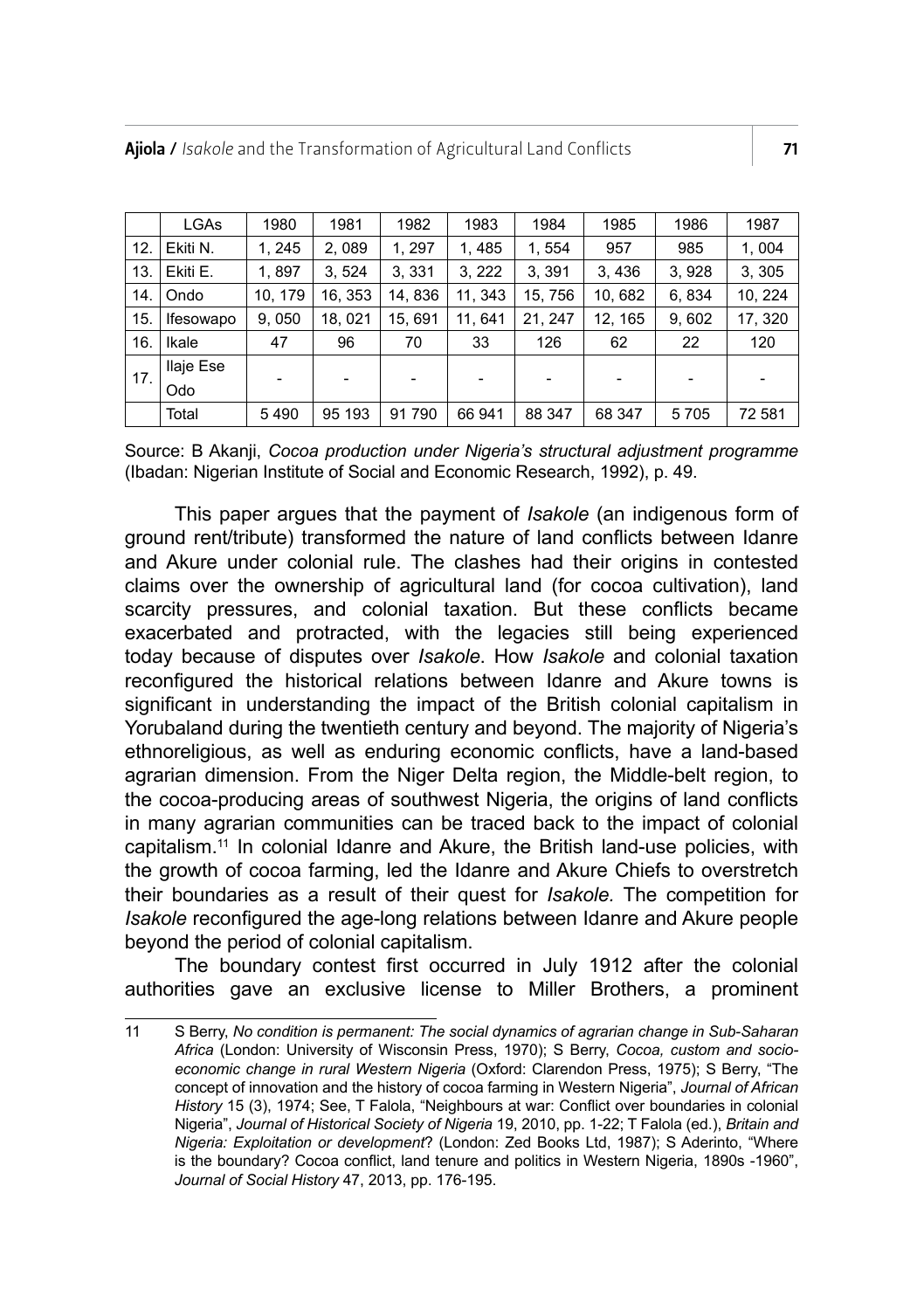|  | LGAs | 1980 | 1981 | 1982 | 1983 | 1984 | 1985 | 1986 | 1987 |
|---|---|---|---|---|---|---|---|---|---|
| 12. | Ekiti N. | 1, 245 | 2, 089 | 1, 297 | 1, 485 | 1, 554 | 957 | 985 | 1, 004 |
| 13. | Ekiti E. | 1, 897 | 3, 524 | 3, 331 | 3, 222 | 3, 391 | 3, 436 | 3, 928 | 3, 305 |
| 14. | Ondo | 10, 179 | 16, 353 | 14, 836 | 11, 343 | 15, 756 | 10, 682 | 6, 834 | 10, 224 |
| 15. | Ifesowapo | 9, 050 | 18, 021 | 15, 691 | 11, 641 | 21, 247 | 12, 165 | 9, 602 | 17, 320 |
| 16. | Ikale | 47 | 96 | 70 | 33 | 126 | 62 | 22 | 120 |
| 17. | Ilaje Ese Odo | - | - | - | - | - | - | - | - |
|  | Total | 5 490 | 95 193 | 91 790 | 66 941 | 88 347 | 68 347 | 5 705 | 72 581 |

Source: B Akanji, *Cocoa production under Nigeria's structural adjustment programme* (Ibadan: Nigerian Institute of Social and Economic Research, 1992), p. 49.

This paper argues that the payment of *Isakole* (an indigenous form of ground rent/tribute) transformed the nature of land conflicts between Idanre and Akure under colonial rule. The clashes had their origins in contested claims over the ownership of agricultural land (for cocoa cultivation), land scarcity pressures, and colonial taxation. But these conflicts became exacerbated and protracted, with the legacies still being experienced today because of disputes over *Isakole*. How *Isakole* and colonial taxation reconfigured the historical relations between Idanre and Akure towns is significant in understanding the impact of the British colonial capitalism in Yorubaland during the twentieth century and beyond. The majority of Nigeria's ethnoreligious, as well as enduring economic conflicts, have a land-based agrarian dimension. From the Niger Delta region, the Middle-belt region, to the cocoa-producing areas of southwest Nigeria, the origins of land conflicts in many agrarian communities can be traced back to the impact of colonial capitalism.[11] In colonial Idanre and Akure, the British land-use policies, with the growth of cocoa farming, led the Idanre and Akure Chiefs to overstretch their boundaries as a result of their quest for *Isakole.* The competition for *Isakole* reconfigured the age-long relations between Idanre and Akure people beyond the period of colonial capitalism.

The boundary contest first occurred in July 1912 after the colonial authorities gave an exclusive license to Miller Brothers, a prominent

---

11 S Berry, *No condition is permanent: The social dynamics of agrarian change in Sub-Saharan Africa* (London: University of Wisconsin Press, 1970); S Berry, *Cocoa, custom and socio-economic change in rural Western Nigeria* (Oxford: Clarendon Press, 1975); S Berry, "The concept of innovation and the history of cocoa farming in Western Nigeria", *Journal of African History* 15 (3), 1974; See, T Falola, "Neighbours at war: Conflict over boundaries in colonial Nigeria", *Journal of Historical Society of Nigeria* 19, 2010, pp. 1-22; T Falola (ed.), *Britain and Nigeria: Exploitation or development*? (London: Zed Books Ltd, 1987); S Aderinto, "Where is the boundary? Cocoa conflict, land tenure and politics in Western Nigeria, 1890s -1960", *Journal of Social History* 47, 2013, pp. 176-195.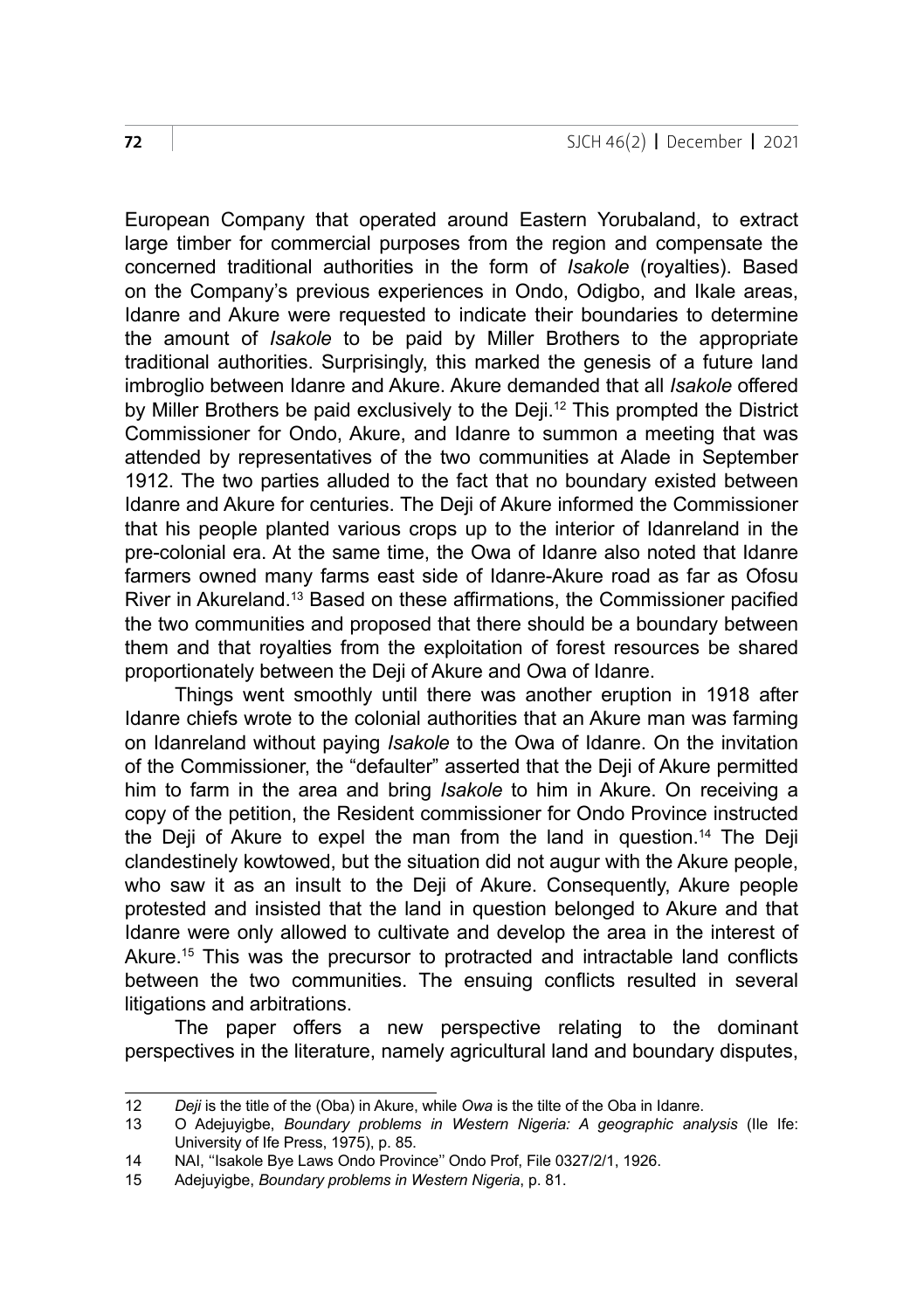European Company that operated around Eastern Yorubaland, to extract large timber for commercial purposes from the region and compensate the concerned traditional authorities in the form of *Isakole* (royalties). Based on the Company's previous experiences in Ondo, Odigbo, and Ikale areas, Idanre and Akure were requested to indicate their boundaries to determine the amount of *Isakole* to be paid by Miller Brothers to the appropriate traditional authorities. Surprisingly, this marked the genesis of a future land imbroglio between Idanre and Akure. Akure demanded that all *Isakole* offered by Miller Brothers be paid exclusively to the Deji.[12] This prompted the District Commissioner for Ondo, Akure, and Idanre to summon a meeting that was attended by representatives of the two communities at Alade in September 1912. The two parties alluded to the fact that no boundary existed between Idanre and Akure for centuries. The Deji of Akure informed the Commissioner that his people planted various crops up to the interior of Idanreland in the pre-colonial era. At the same time, the Owa of Idanre also noted that Idanre farmers owned many farms east side of Idanre-Akure road as far as Ofosu River in Akureland.[13] Based on these affirmations, the Commissioner pacified the two communities and proposed that there should be a boundary between them and that royalties from the exploitation of forest resources be shared proportionately between the Deji of Akure and Owa of Idanre.

Things went smoothly until there was another eruption in 1918 after Idanre chiefs wrote to the colonial authorities that an Akure man was farming on Idanreland without paying *Isakole* to the Owa of Idanre. On the invitation of the Commissioner, the "defaulter" asserted that the Deji of Akure permitted him to farm in the area and bring *Isakole* to him in Akure. On receiving a copy of the petition, the Resident commissioner for Ondo Province instructed the Deji of Akure to expel the man from the land in question.[14] The Deji clandestinely kowtowed, but the situation did not augur with the Akure people, who saw it as an insult to the Deji of Akure. Consequently, Akure people protested and insisted that the land in question belonged to Akure and that Idanre were only allowed to cultivate and develop the area in the interest of Akure.[15] This was the precursor to protracted and intractable land conflicts between the two communities. The ensuing conflicts resulted in several litigations and arbitrations.

The paper offers a new perspective relating to the dominant perspectives in the literature, namely agricultural land and boundary disputes,

---

12 *Deji* is the title of the (Oba) in Akure, while *Owa* is the tilte of the Oba in Idanre.

13 O Adejuyigbe, *Boundary problems in Western Nigeria: A geographic analysis* (Ile Ife: University of Ife Press, 1975), p. 85.

14 NAI, ''Isakole Bye Laws Ondo Province'' Ondo Prof, File 0327/2/1, 1926.

15 Adejuyigbe, *Boundary problems in Western Nigeria*, p. 81.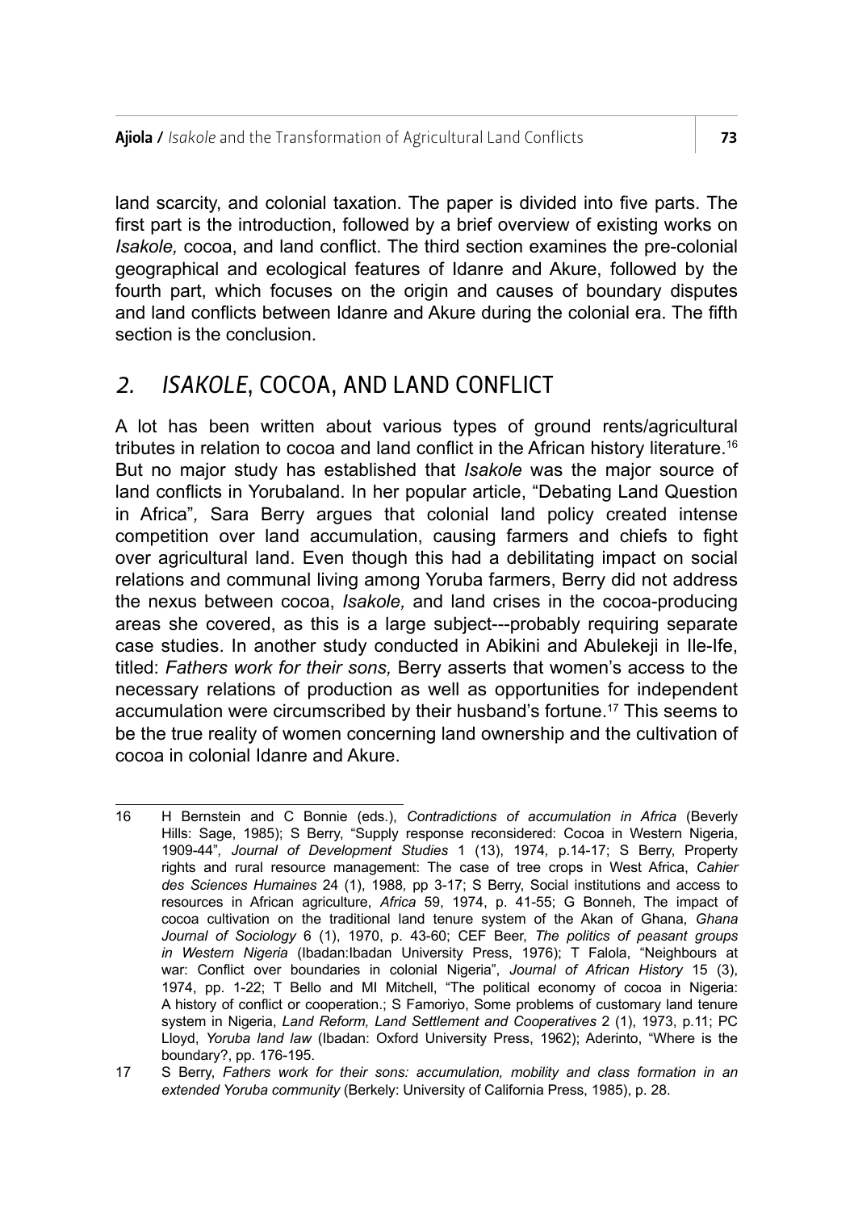land scarcity, and colonial taxation. The paper is divided into five parts. The first part is the introduction, followed by a brief overview of existing works on *Isakole,* cocoa, and land conflict. The third section examines the pre-colonial geographical and ecological features of Idanre and Akure, followed by the fourth part, which focuses on the origin and causes of boundary disputes and land conflicts between Idanre and Akure during the colonial era. The fifth section is the conclusion.

## 2. *ISAKOLE*, COCOA, AND LAND CONFLICT

A lot has been written about various types of ground rents/agricultural tributes in relation to cocoa and land conflict in the African history literature.[16] But no major study has established that *Isakole* was the major source of land conflicts in Yorubaland. In her popular article, "Debating Land Question in Africa"*,* Sara Berry argues that colonial land policy created intense competition over land accumulation, causing farmers and chiefs to fight over agricultural land. Even though this had a debilitating impact on social relations and communal living among Yoruba farmers, Berry did not address the nexus between cocoa, *Isakole,* and land crises in the cocoa-producing areas she covered, as this is a large subject---probably requiring separate case studies. In another study conducted in Abikini and Abulekeji in Ile-Ife, titled: *Fathers work for their sons,* Berry asserts that women's access to the necessary relations of production as well as opportunities for independent accumulation were circumscribed by their husband's fortune.[17] This seems to be the true reality of women concerning land ownership and the cultivation of cocoa in colonial Idanre and Akure.

---

16 H Bernstein and C Bonnie (eds.), *Contradictions of accumulation in Africa* (Beverly Hills: Sage, 1985); S Berry, "Supply response reconsidered: Cocoa in Western Nigeria, 1909-44"*, Journal of Development Studies* 1 (13), 1974*,* p.14-17; S Berry, Property rights and rural resource management: The case of tree crops in West Africa, *Cahier des Sciences Humaines* 24 (1), 1988*,* pp 3-17; S Berry, Social institutions and access to resources in African agriculture, *Africa* 59, 1974, p. 41-55; G Bonneh, The impact of cocoa cultivation on the traditional land tenure system of the Akan of Ghana, *Ghana Journal of Sociology* 6 (1), 1970, p. 43-60; CEF Beer, *The politics of peasant groups in Western Nigeria* (Ibadan:Ibadan University Press, 1976); T Falola, "Neighbours at war: Conflict over boundaries in colonial Nigeria", *Journal of African History* 15 (3), 1974, pp. 1-22; T Bello and MI Mitchell, "The political economy of cocoa in Nigeria: A history of conflict or cooperation.; S Famoriyo, Some problems of customary land tenure system in Nigeria, *Land Reform, Land Settlement and Cooperatives* 2 (1), 1973, p.11; PC Lloyd, *Yoruba land law* (Ibadan: Oxford University Press, 1962); Aderinto, "Where is the boundary?, pp. 176-195.

17 S Berry, *Fathers work for their sons: accumulation, mobility and class formation in an extended Yoruba community* (Berkely: University of California Press, 1985), p. 28.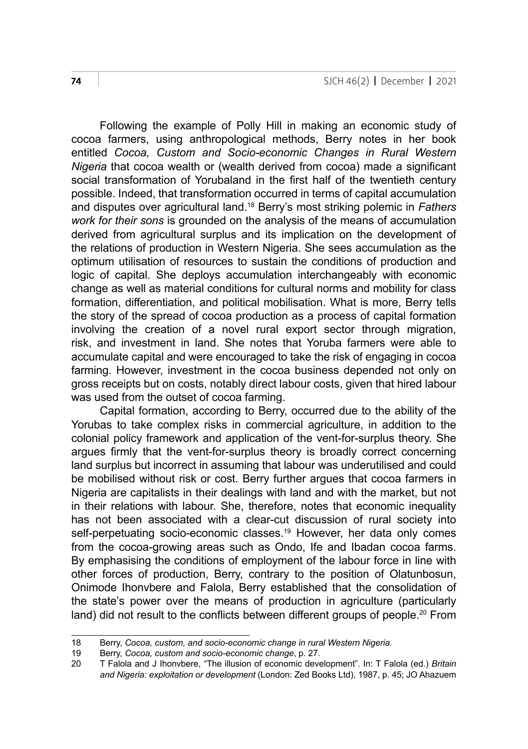Following the example of Polly Hill in making an economic study of cocoa farmers, using anthropological methods, Berry notes in her book entitled *Cocoa, Custom and Socio-economic Changes in Rural Western Nigeria* that cocoa wealth or (wealth derived from cocoa) made a significant social transformation of Yorubaland in the first half of the twentieth century possible. Indeed, that transformation occurred in terms of capital accumulation and disputes over agricultural land.[18] Berry's most striking polemic in *Fathers work for their sons* is grounded on the analysis of the means of accumulation derived from agricultural surplus and its implication on the development of the relations of production in Western Nigeria. She sees accumulation as the optimum utilisation of resources to sustain the conditions of production and logic of capital. She deploys accumulation interchangeably with economic change as well as material conditions for cultural norms and mobility for class formation, differentiation, and political mobilisation. What is more, Berry tells the story of the spread of cocoa production as a process of capital formation involving the creation of a novel rural export sector through migration, risk, and investment in land. She notes that Yoruba farmers were able to accumulate capital and were encouraged to take the risk of engaging in cocoa farming. However, investment in the cocoa business depended not only on gross receipts but on costs, notably direct labour costs, given that hired labour was used from the outset of cocoa farming.

Capital formation, according to Berry, occurred due to the ability of the Yorubas to take complex risks in commercial agriculture, in addition to the colonial policy framework and application of the vent-for-surplus theory. She argues firmly that the vent-for-surplus theory is broadly correct concerning land surplus but incorrect in assuming that labour was underutilised and could be mobilised without risk or cost. Berry further argues that cocoa farmers in Nigeria are capitalists in their dealings with land and with the market, but not in their relations with labour. She, therefore, notes that economic inequality has not been associated with a clear-cut discussion of rural society into self-perpetuating socio-economic classes.[19] However, her data only comes from the cocoa-growing areas such as Ondo, Ife and Ibadan cocoa farms. By emphasising the conditions of employment of the labour force in line with other forces of production, Berry, contrary to the position of Olatunbosun, Onimode Ihonvbere and Falola, Berry established that the consolidation of the state's power over the means of production in agriculture (particularly land) did not result to the conflicts between different groups of people.[20] From

---

18 Berry, *Cocoa, custom, and socio-economic change in rural Western Nigeria.*

19 Berry, *Cocoa, custom and socio-economic change*, p. 27.

20 T Falola and J Ihonvbere, "The illusion of economic development". In: T Falola (ed.) *Britain and Nigeria: exploitation or development* (London: Zed Books Ltd), 1987, p. 45; JO Ahazuem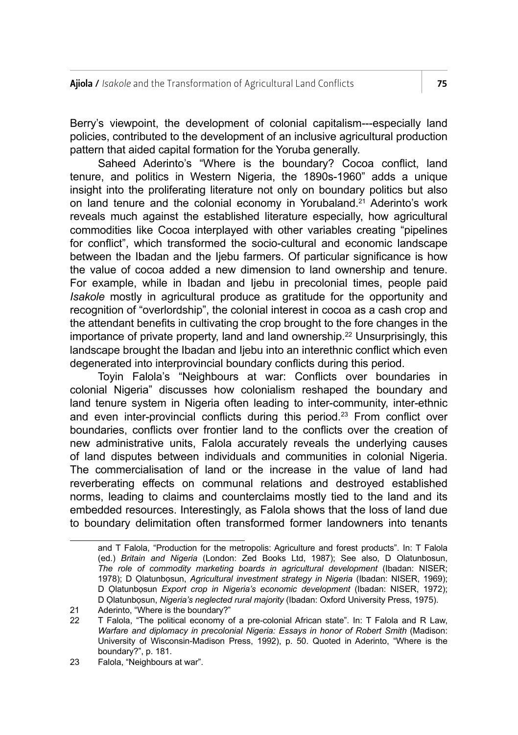Berry's viewpoint, the development of colonial capitalism---especially land policies, contributed to the development of an inclusive agricultural production pattern that aided capital formation for the Yoruba generally.

Saheed Aderinto's "Where is the boundary? Cocoa conflict, land tenure, and politics in Western Nigeria, the 1890s-1960" adds a unique insight into the proliferating literature not only on boundary politics but also on land tenure and the colonial economy in Yorubaland.[21] Aderinto's work reveals much against the established literature especially, how agricultural commodities like Cocoa interplayed with other variables creating "pipelines for conflict", which transformed the socio-cultural and economic landscape between the Ibadan and the Ijebu farmers. Of particular significance is how the value of cocoa added a new dimension to land ownership and tenure. For example, while in Ibadan and Ijebu in precolonial times, people paid *Isakole* mostly in agricultural produce as gratitude for the opportunity and recognition of "overlordship", the colonial interest in cocoa as a cash crop and the attendant benefits in cultivating the crop brought to the fore changes in the importance of private property, land and land ownership.[22] Unsurprisingly, this landscape brought the Ibadan and Ijebu into an interethnic conflict which even degenerated into interprovincial boundary conflicts during this period.

Toyin Falola's "Neighbours at war: Conflicts over boundaries in colonial Nigeria" discusses how colonialism reshaped the boundary and land tenure system in Nigeria often leading to inter-community, inter-ethnic and even inter-provincial conflicts during this period.[23] From conflict over boundaries, conflicts over frontier land to the conflicts over the creation of new administrative units, Falola accurately reveals the underlying causes of land disputes between individuals and communities in colonial Nigeria. The commercialisation of land or the increase in the value of land had reverberating effects on communal relations and destroyed established norms, leading to claims and counterclaims mostly tied to the land and its embedded resources. Interestingly, as Falola shows that the loss of land due to boundary delimitation often transformed former landowners into tenants

---

and T Falola, "Production for the metropolis: Agriculture and forest products". In: T Falola (ed.) *Britain and Nigeria* (London: Zed Books Ltd, 1987); See also, D Olatunbosun, *The role of commodity marketing boards in agricultural development* (Ibadan: NISER; 1978); D Ọlatunbọsun, *Agricultural investment strategy in Nigeria* (Ibadan: NISER, 1969); D Ọlatunbọsun *Export crop in Nigeria's economic development* (Ibadan: NISER, 1972); D Ọlatunbọsun, *Nigeria's neglected rural majority* (Ibadan: Oxford University Press, 1975).

21 Aderinto, "Where is the boundary?"

22 T Falola, "The political economy of a pre-colonial African state". In: T Falola and R Law, *Warfare and diplomacy in precolonial Nigeria: Essays in honor of Robert Smith* (Madison: University of Wisconsin-Madison Press, 1992), p. 50. Quoted in Aderinto, "Where is the boundary?", p. 181.

23 Falola, "Neighbours at war".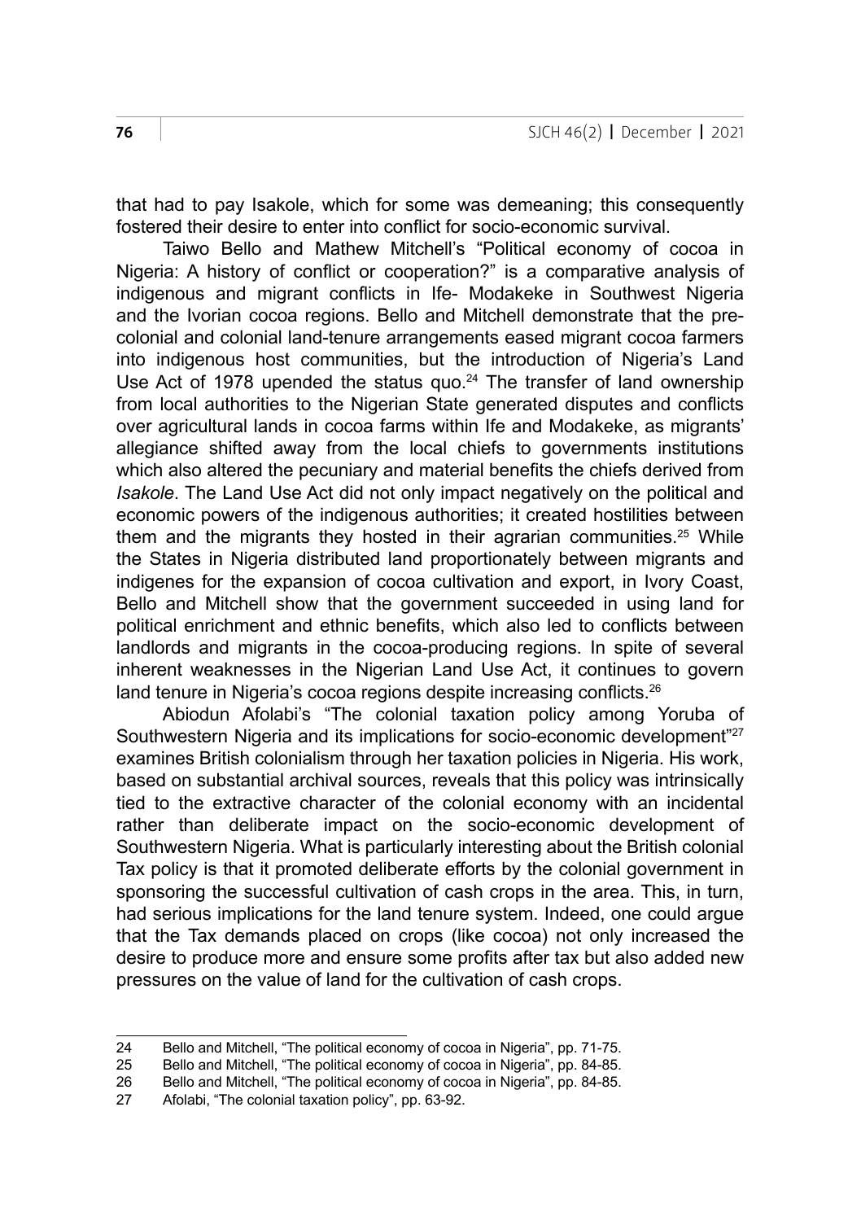that had to pay Isakole, which for some was demeaning; this consequently fostered their desire to enter into conflict for socio-economic survival.

Taiwo Bello and Mathew Mitchell's "Political economy of cocoa in Nigeria: A history of conflict or cooperation?" is a comparative analysis of indigenous and migrant conflicts in Ife- Modakeke in Southwest Nigeria and the Ivorian cocoa regions. Bello and Mitchell demonstrate that the pre-colonial and colonial land-tenure arrangements eased migrant cocoa farmers into indigenous host communities, but the introduction of Nigeria's Land Use Act of 1978 upended the status quo.[24] The transfer of land ownership from local authorities to the Nigerian State generated disputes and conflicts over agricultural lands in cocoa farms within Ife and Modakeke, as migrants' allegiance shifted away from the local chiefs to governments institutions which also altered the pecuniary and material benefits the chiefs derived from *Isakole*. The Land Use Act did not only impact negatively on the political and economic powers of the indigenous authorities; it created hostilities between them and the migrants they hosted in their agrarian communities.[25] While the States in Nigeria distributed land proportionately between migrants and indigenes for the expansion of cocoa cultivation and export, in Ivory Coast, Bello and Mitchell show that the government succeeded in using land for political enrichment and ethnic benefits, which also led to conflicts between landlords and migrants in the cocoa-producing regions. In spite of several inherent weaknesses in the Nigerian Land Use Act, it continues to govern land tenure in Nigeria's cocoa regions despite increasing conflicts.[26]

Abiodun Afolabi's "The colonial taxation policy among Yoruba of Southwestern Nigeria and its implications for socio-economic development"[27] examines British colonialism through her taxation policies in Nigeria. His work, based on substantial archival sources, reveals that this policy was intrinsically tied to the extractive character of the colonial economy with an incidental rather than deliberate impact on the socio-economic development of Southwestern Nigeria. What is particularly interesting about the British colonial Tax policy is that it promoted deliberate efforts by the colonial government in sponsoring the successful cultivation of cash crops in the area. This, in turn, had serious implications for the land tenure system. Indeed, one could argue that the Tax demands placed on crops (like cocoa) not only increased the desire to produce more and ensure some profits after tax but also added new pressures on the value of land for the cultivation of cash crops.

---

24 Bello and Mitchell, "The political economy of cocoa in Nigeria", pp. 71-75.

25 Bello and Mitchell, "The political economy of cocoa in Nigeria", pp. 84-85.

26 Bello and Mitchell, "The political economy of cocoa in Nigeria", pp. 84-85.

27 Afolabi, "The colonial taxation policy", pp. 63-92.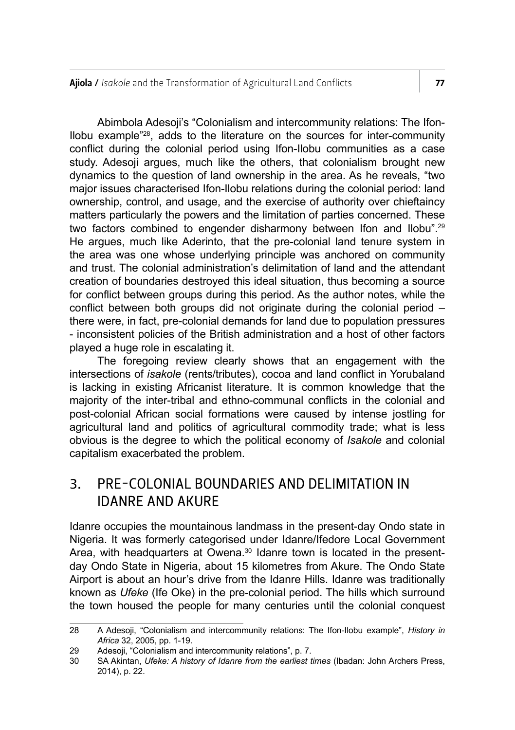Abimbola Adesoji's "Colonialism and intercommunity relations: The Ifon-Ilobu example"[28], adds to the literature on the sources for inter-community conflict during the colonial period using Ifon-Ilobu communities as a case study. Adesoji argues, much like the others, that colonialism brought new dynamics to the question of land ownership in the area. As he reveals, "two major issues characterised Ifon-Ilobu relations during the colonial period: land ownership, control, and usage, and the exercise of authority over chieftaincy matters particularly the powers and the limitation of parties concerned. These two factors combined to engender disharmony between Ifon and Ilobu".[29] He argues, much like Aderinto, that the pre-colonial land tenure system in the area was one whose underlying principle was anchored on community and trust. The colonial administration's delimitation of land and the attendant creation of boundaries destroyed this ideal situation, thus becoming a source for conflict between groups during this period. As the author notes, while the conflict between both groups did not originate during the colonial period – there were, in fact, pre-colonial demands for land due to population pressures - inconsistent policies of the British administration and a host of other factors played a huge role in escalating it.

The foregoing review clearly shows that an engagement with the intersections of *isakole* (rents/tributes), cocoa and land conflict in Yorubaland is lacking in existing Africanist literature. It is common knowledge that the majority of the inter-tribal and ethno-communal conflicts in the colonial and post-colonial African social formations were caused by intense jostling for agricultural land and politics of agricultural commodity trade; what is less obvious is the degree to which the political economy of *Isakole* and colonial capitalism exacerbated the problem.

## 3. PRE-COLONIAL BOUNDARIES AND DELIMITATION IN IDANRE AND AKURE

Idanre occupies the mountainous landmass in the present-day Ondo state in Nigeria. It was formerly categorised under Idanre/Ifedore Local Government Area, with headquarters at Owena.[30] Idanre town is located in the present-day Ondo State in Nigeria, about 15 kilometres from Akure. The Ondo State Airport is about an hour's drive from the Idanre Hills. Idanre was traditionally known as *Ufeke* (Ife Oke) in the pre-colonial period. The hills which surround the town housed the people for many centuries until the colonial conquest

---

28 A Adesoji, "Colonialism and intercommunity relations: The Ifon-Ilobu example", *History in Africa* 32, 2005, pp. 1-19.

29 Adesoji, "Colonialism and intercommunity relations", p. 7.

30 SA Akintan, *Ufeke: A history of Idanre from the earliest times* (Ibadan: John Archers Press, 2014), p. 22.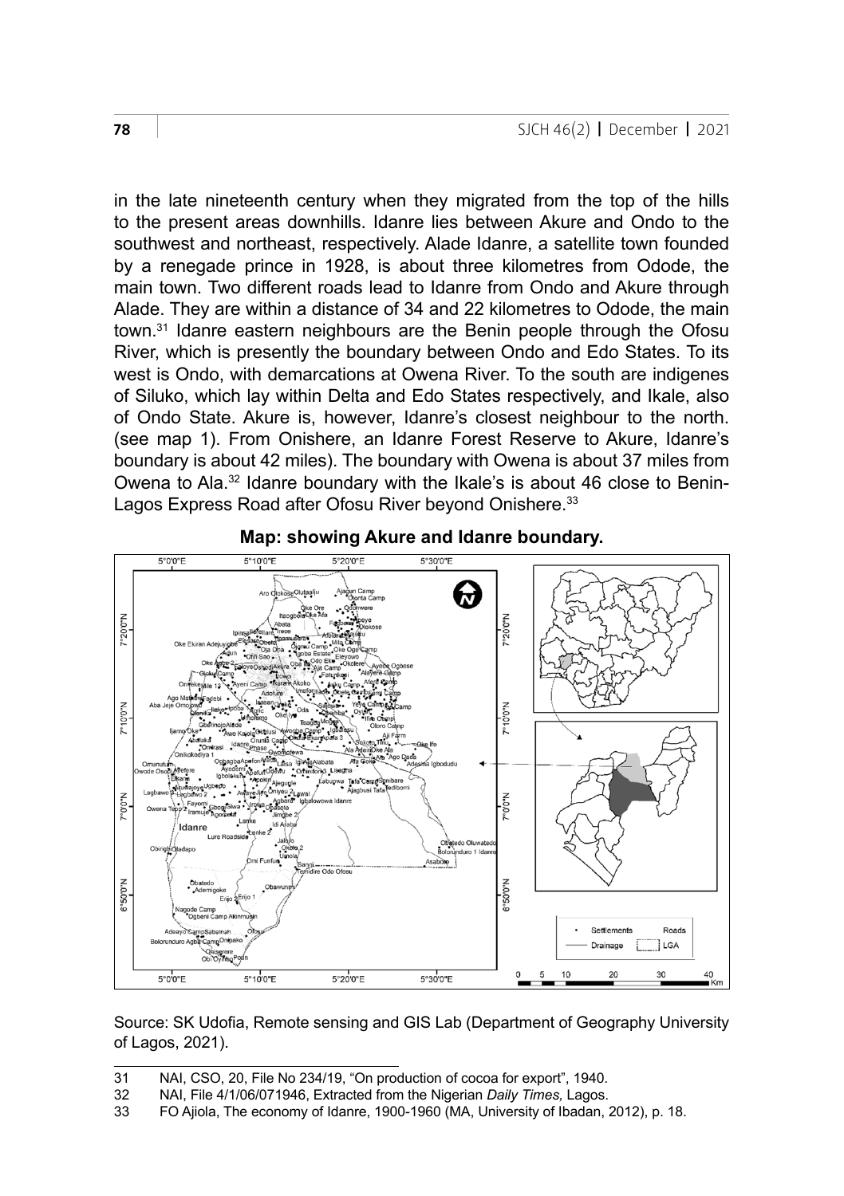in the late nineteenth century when they migrated from the top of the hills to the present areas downhills. Idanre lies between Akure and Ondo to the southwest and northeast, respectively. Alade Idanre, a satellite town founded by a renegade prince in 1928, is about three kilometres from Odode, the main town. Two different roads lead to Idanre from Ondo and Akure through Alade. They are within a distance of 34 and 22 kilometres to Odode, the main town.[31] Idanre eastern neighbours are the Benin people through the Ofosu River, which is presently the boundary between Ondo and Edo States. To its west is Ondo, with demarcations at Owena River. To the south are indigenes of Siluko, which lay within Delta and Edo States respectively, and Ikale, also of Ondo State. Akure is, however, Idanre's closest neighbour to the north. (see map 1). From Onishere, an Idanre Forest Reserve to Akure, Idanre's boundary is about 42 miles). The boundary with Owena is about 37 miles from Owena to Ala.[32] Idanre boundary with the Ikale's is about 46 close to Benin-Lagos Express Road after Ofosu River beyond Onishere.[33]

**Map: showing Akure and Idanre boundary.**

Source: SK Udofia, Remote sensing and GIS Lab (Department of Geography University of Lagos, 2021).

---

31 NAI, CSO, 20, File No 234/19, "On production of cocoa for export", 1940.

32 NAI, File 4/1/06/071946, Extracted from the Nigerian *Daily Times,* Lagos.

33 FO Ajiola, The economy of Idanre, 1900-1960 (MA, University of Ibadan, 2012), p. 18.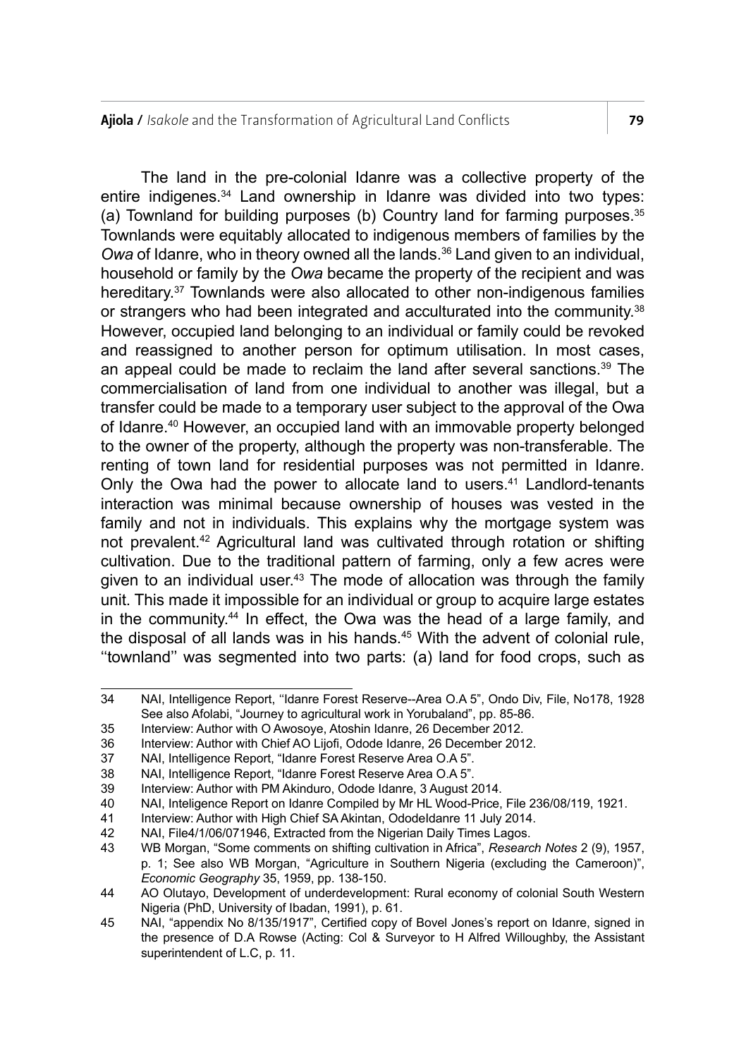The land in the pre-colonial Idanre was a collective property of the entire indigenes.[34] Land ownership in Idanre was divided into two types: (a) Townland for building purposes (b) Country land for farming purposes.[35] Townlands were equitably allocated to indigenous members of families by the *Owa* of Idanre, who in theory owned all the lands.[36] Land given to an individual, household or family by the *Owa* became the property of the recipient and was hereditary.[37] Townlands were also allocated to other non-indigenous families or strangers who had been integrated and acculturated into the community.[38] However, occupied land belonging to an individual or family could be revoked and reassigned to another person for optimum utilisation. In most cases, an appeal could be made to reclaim the land after several sanctions.[39] The commercialisation of land from one individual to another was illegal, but a transfer could be made to a temporary user subject to the approval of the Owa of Idanre.[40] However, an occupied land with an immovable property belonged to the owner of the property, although the property was non-transferable. The renting of town land for residential purposes was not permitted in Idanre. Only the Owa had the power to allocate land to users.[41] Landlord-tenants interaction was minimal because ownership of houses was vested in the family and not in individuals. This explains why the mortgage system was not prevalent.[42] Agricultural land was cultivated through rotation or shifting cultivation. Due to the traditional pattern of farming, only a few acres were given to an individual user.[43] The mode of allocation was through the family unit. This made it impossible for an individual or group to acquire large estates in the community.[44] In effect, the Owa was the head of a large family, and the disposal of all lands was in his hands.[45] With the advent of colonial rule, ''townland'' was segmented into two parts: (a) land for food crops, such as

---

34 NAI, Intelligence Report, ''Idanre Forest Reserve--Area O.A 5", Ondo Div, File, No178, 1928 See also Afolabi, "Journey to agricultural work in Yorubaland", pp. 85-86.

35 Interview: Author with O Awosoye, Atoshin Idanre, 26 December 2012.

36 Interview: Author with Chief AO Lijofi, Odode Idanre, 26 December 2012.

37 NAI, Intelligence Report, "Idanre Forest Reserve Area O.A 5".

38 NAI, Intelligence Report, "Idanre Forest Reserve Area O.A 5".

39 Interview: Author with PM Akinduro, Odode Idanre, 3 August 2014.

40 NAI, Inteligence Report on Idanre Compiled by Mr HL Wood-Price, File 236/08/119, 1921.

41 Interview: Author with High Chief SA Akintan, OdodeIdanre 11 July 2014.

42 NAI, File4/1/06/071946, Extracted from the Nigerian Daily Times Lagos.

43 WB Morgan, "Some comments on shifting cultivation in Africa", *Research Notes* 2 (9), 1957, p. 1; See also WB Morgan, "Agriculture in Southern Nigeria (excluding the Cameroon)", *Economic Geography* 35, 1959, pp. 138-150.

44 AO Olutayo, Development of underdevelopment: Rural economy of colonial South Western Nigeria (PhD, University of Ibadan, 1991), p. 61.

45 NAI, "appendix No 8/135/1917", Certified copy of Bovel Jones's report on Idanre, signed in the presence of D.A Rowse (Acting: Col & Surveyor to H Alfred Willoughby, the Assistant superintendent of L.C, p. 11.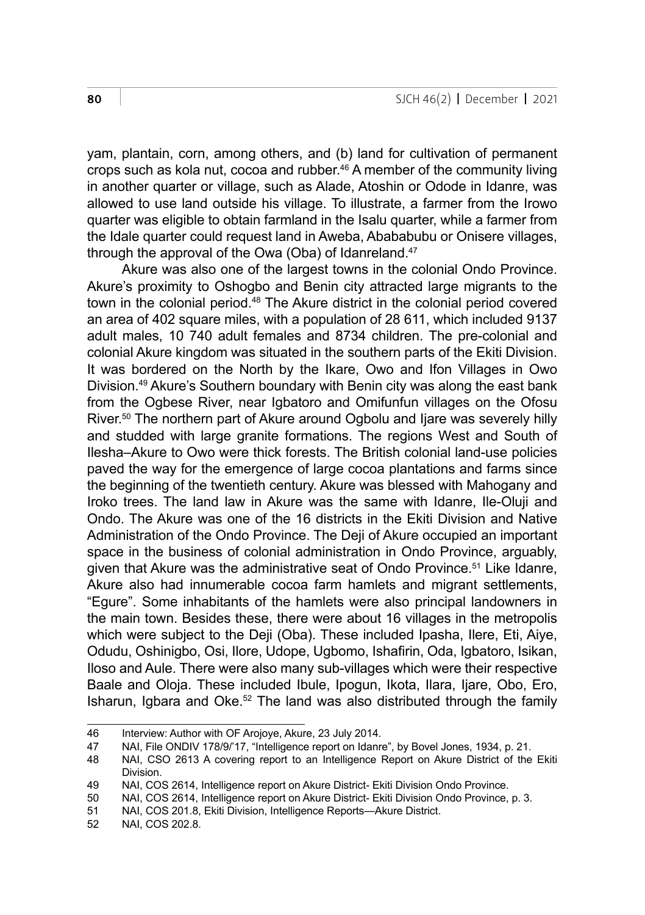yam, plantain, corn, among others, and (b) land for cultivation of permanent crops such as kola nut, cocoa and rubber.[46] A member of the community living in another quarter or village, such as Alade, Atoshin or Odode in Idanre, was allowed to use land outside his village. To illustrate, a farmer from the Irowo quarter was eligible to obtain farmland in the Isalu quarter, while a farmer from the Idale quarter could request land in Aweba, Abababubu or Onisere villages, through the approval of the Owa (Oba) of Idanreland.[47]

Akure was also one of the largest towns in the colonial Ondo Province. Akure's proximity to Oshogbo and Benin city attracted large migrants to the town in the colonial period.[48] The Akure district in the colonial period covered an area of 402 square miles, with a population of 28 611, which included 9137 adult males, 10 740 adult females and 8734 children. The pre-colonial and colonial Akure kingdom was situated in the southern parts of the Ekiti Division. It was bordered on the North by the Ikare, Owo and Ifon Villages in Owo Division.[49] Akure's Southern boundary with Benin city was along the east bank from the Ogbese River, near Igbatoro and Omifunfun villages on the Ofosu River.[50] The northern part of Akure around Ogbolu and Ijare was severely hilly and studded with large granite formations. The regions West and South of Ilesha–Akure to Owo were thick forests. The British colonial land-use policies paved the way for the emergence of large cocoa plantations and farms since the beginning of the twentieth century. Akure was blessed with Mahogany and Iroko trees. The land law in Akure was the same with Idanre, Ile-Oluji and Ondo. The Akure was one of the 16 districts in the Ekiti Division and Native Administration of the Ondo Province. The Deji of Akure occupied an important space in the business of colonial administration in Ondo Province, arguably, given that Akure was the administrative seat of Ondo Province.[51] Like Idanre, Akure also had innumerable cocoa farm hamlets and migrant settlements, "Egure". Some inhabitants of the hamlets were also principal landowners in the main town. Besides these, there were about 16 villages in the metropolis which were subject to the Deji (Oba). These included Ipasha, Ilere, Eti, Aiye, Odudu, Oshinigbo, Osi, Ilore, Udope, Ugbomo, Ishafirin, Oda, Igbatoro, Isikan, Iloso and Aule. There were also many sub-villages which were their respective Baale and Oloja. These included Ibule, Ipogun, Ikota, Ilara, Ijare, Obo, Ero, Isharun, Igbara and Oke.[52] The land was also distributed through the family

---

46 Interview: Author with OF Arojoye, Akure, 23 July 2014.

47 NAI, File ONDIV 178/9/'17, "Intelligence report on Idanre", by Bovel Jones, 1934, p. 21.

48 NAI, CSO 2613 A covering report to an Intelligence Report on Akure District of the Ekiti Division.

49 NAI, COS 2614, Intelligence report on Akure District- Ekiti Division Ondo Province.

50 NAI, COS 2614, Intelligence report on Akure District- Ekiti Division Ondo Province, p. 3.

51 NAI, COS 201.8, Ekiti Division, Intelligence Reports—Akure District.

52 NAI, COS 202.8.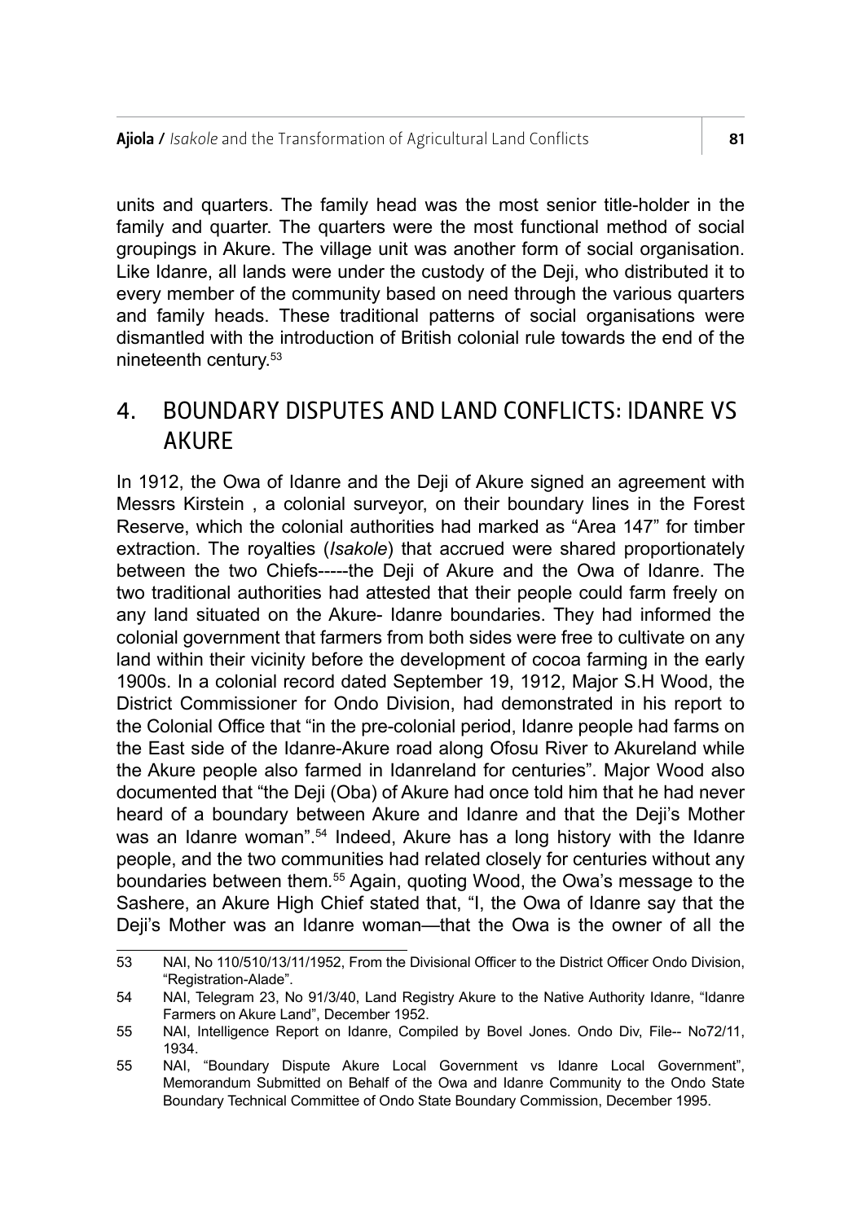units and quarters. The family head was the most senior title-holder in the family and quarter. The quarters were the most functional method of social groupings in Akure. The village unit was another form of social organisation. Like Idanre, all lands were under the custody of the Deji, who distributed it to every member of the community based on need through the various quarters and family heads. These traditional patterns of social organisations were dismantled with the introduction of British colonial rule towards the end of the nineteenth century.[53]

## 4. BOUNDARY DISPUTES AND LAND CONFLICTS: IDANRE VS AKURE

In 1912, the Owa of Idanre and the Deji of Akure signed an agreement with Messrs Kirstein , a colonial surveyor, on their boundary lines in the Forest Reserve, which the colonial authorities had marked as "Area 147" for timber extraction. The royalties (*Isakole*) that accrued were shared proportionately between the two Chiefs-----the Deji of Akure and the Owa of Idanre. The two traditional authorities had attested that their people could farm freely on any land situated on the Akure- Idanre boundaries. They had informed the colonial government that farmers from both sides were free to cultivate on any land within their vicinity before the development of cocoa farming in the early 1900s. In a colonial record dated September 19, 1912, Major S.H Wood, the District Commissioner for Ondo Division, had demonstrated in his report to the Colonial Office that "in the pre-colonial period, Idanre people had farms on the East side of the Idanre-Akure road along Ofosu River to Akureland while the Akure people also farmed in Idanreland for centuries". Major Wood also documented that "the Deji (Oba) of Akure had once told him that he had never heard of a boundary between Akure and Idanre and that the Deji's Mother was an Idanre woman".[54] Indeed, Akure has a long history with the Idanre people, and the two communities had related closely for centuries without any boundaries between them.[55] Again, quoting Wood, the Owa's message to the Sashere, an Akure High Chief stated that, "I, the Owa of Idanre say that the Deji's Mother was an Idanre woman—that the Owa is the owner of all the

---

53 NAI, No 110/510/13/11/1952, From the Divisional Officer to the District Officer Ondo Division, "Registration-Alade".

54 NAI, Telegram 23, No 91/3/40, Land Registry Akure to the Native Authority Idanre, "Idanre Farmers on Akure Land", December 1952.

55 NAI, Intelligence Report on Idanre, Compiled by Bovel Jones. Ondo Div, File-- No72/11, 1934.

55 NAI, "Boundary Dispute Akure Local Government vs Idanre Local Government", Memorandum Submitted on Behalf of the Owa and Idanre Community to the Ondo State Boundary Technical Committee of Ondo State Boundary Commission, December 1995.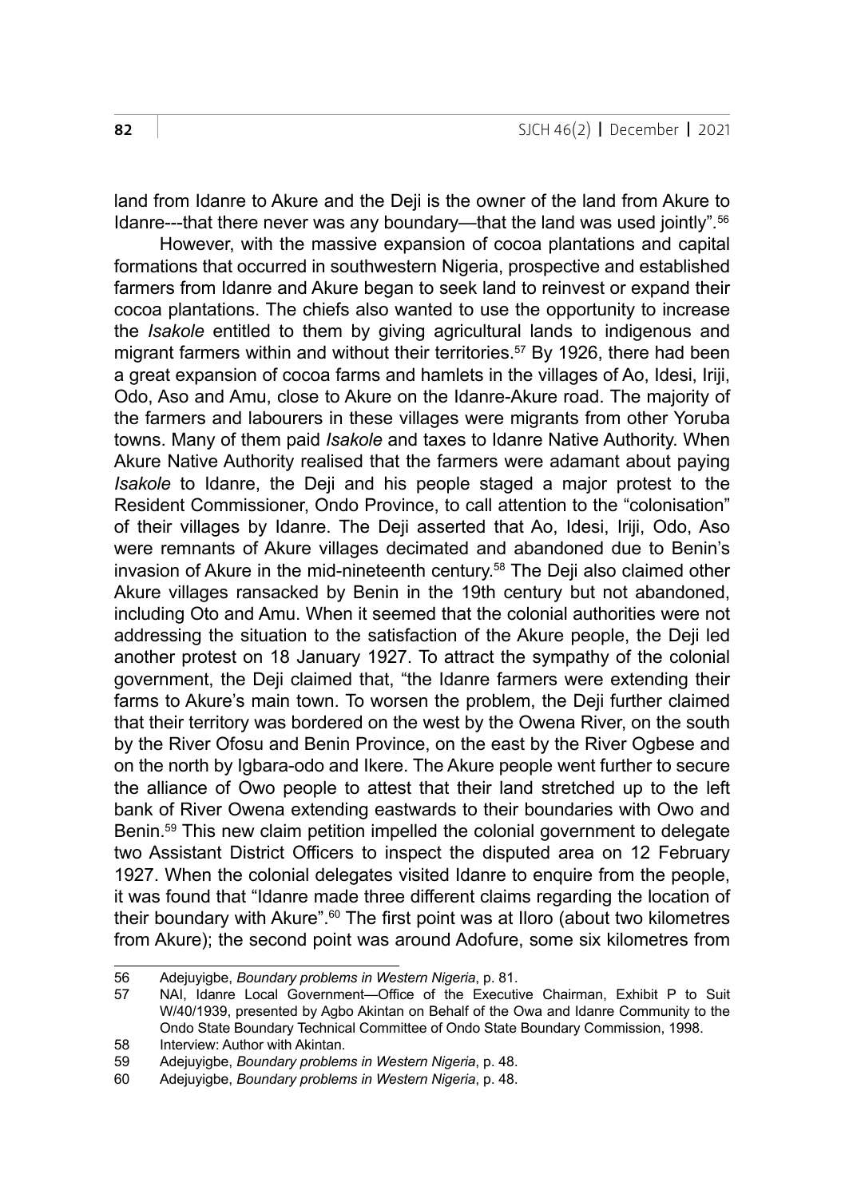land from Idanre to Akure and the Deji is the owner of the land from Akure to Idanre---that there never was any boundary—that the land was used jointly".[56]

However, with the massive expansion of cocoa plantations and capital formations that occurred in southwestern Nigeria, prospective and established farmers from Idanre and Akure began to seek land to reinvest or expand their cocoa plantations. The chiefs also wanted to use the opportunity to increase the *Isakole* entitled to them by giving agricultural lands to indigenous and migrant farmers within and without their territories.[57] By 1926, there had been a great expansion of cocoa farms and hamlets in the villages of Ao, Idesi, Iriji, Odo, Aso and Amu, close to Akure on the Idanre-Akure road. The majority of the farmers and labourers in these villages were migrants from other Yoruba towns. Many of them paid *Isakole* and taxes to Idanre Native Authority. When Akure Native Authority realised that the farmers were adamant about paying *Isakole* to Idanre, the Deji and his people staged a major protest to the Resident Commissioner, Ondo Province, to call attention to the "colonisation" of their villages by Idanre. The Deji asserted that Ao, Idesi, Iriji, Odo, Aso were remnants of Akure villages decimated and abandoned due to Benin's invasion of Akure in the mid-nineteenth century.[58] The Deji also claimed other Akure villages ransacked by Benin in the 19th century but not abandoned, including Oto and Amu. When it seemed that the colonial authorities were not addressing the situation to the satisfaction of the Akure people, the Deji led another protest on 18 January 1927. To attract the sympathy of the colonial government, the Deji claimed that, "the Idanre farmers were extending their farms to Akure's main town. To worsen the problem, the Deji further claimed that their territory was bordered on the west by the Owena River, on the south by the River Ofosu and Benin Province, on the east by the River Ogbese and on the north by Igbara-odo and Ikere. The Akure people went further to secure the alliance of Owo people to attest that their land stretched up to the left bank of River Owena extending eastwards to their boundaries with Owo and Benin.[59] This new claim petition impelled the colonial government to delegate two Assistant District Officers to inspect the disputed area on 12 February 1927. When the colonial delegates visited Idanre to enquire from the people, it was found that "Idanre made three different claims regarding the location of their boundary with Akure".[60] The first point was at Iloro (about two kilometres from Akure); the second point was around Adofure, some six kilometres from

---

56 Adejuyigbe, *Boundary problems in Western Nigeria*, p. 81.

57 NAI, Idanre Local Government—Office of the Executive Chairman, Exhibit P to Suit W/40/1939, presented by Agbo Akintan on Behalf of the Owa and Idanre Community to the Ondo State Boundary Technical Committee of Ondo State Boundary Commission, 1998.

58 Interview: Author with Akintan.

59 Adejuyigbe, *Boundary problems in Western Nigeria*, p. 48.

60 Adejuyigbe, *Boundary problems in Western Nigeria*, p. 48.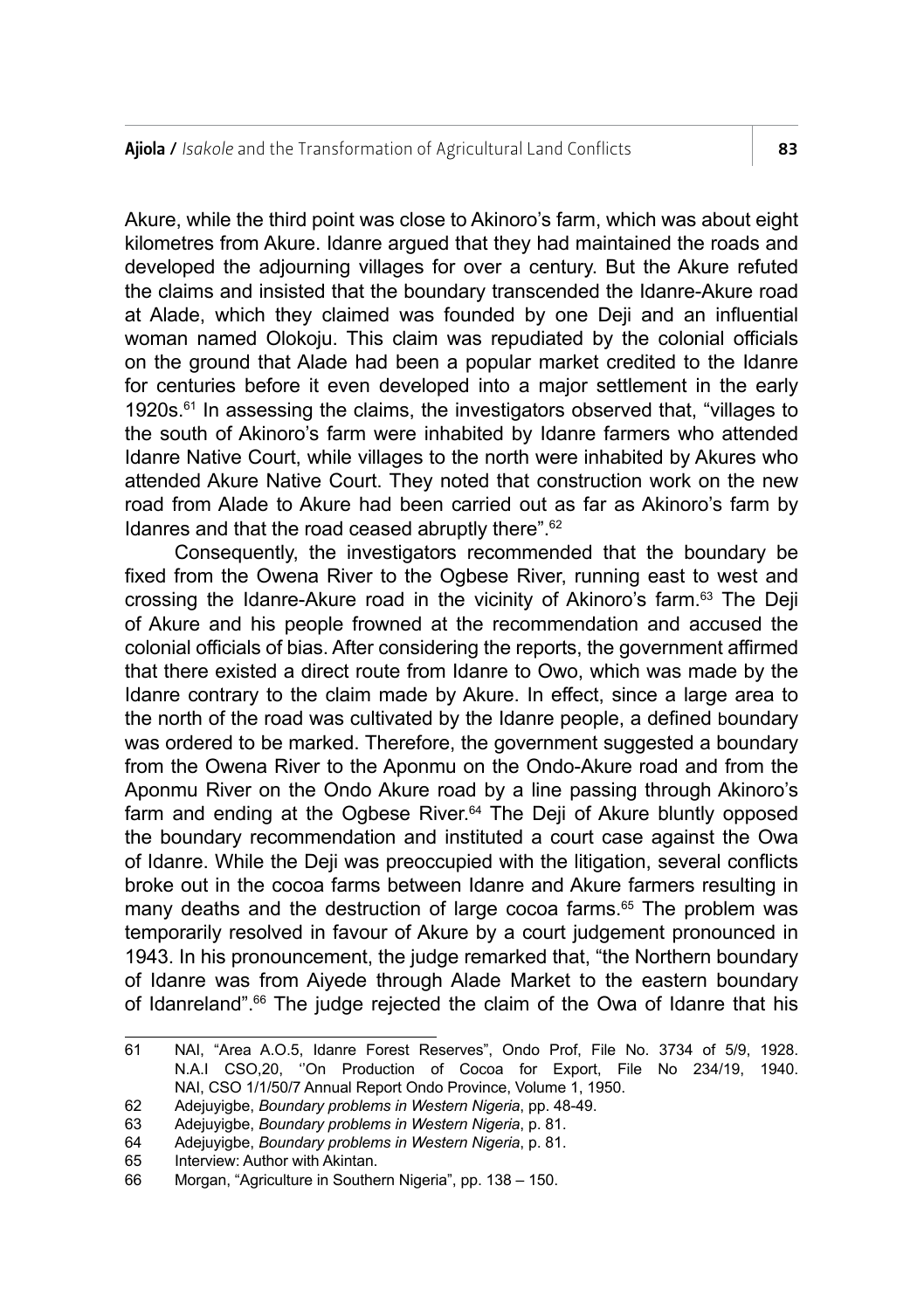Akure, while the third point was close to Akinoro's farm, which was about eight kilometres from Akure. Idanre argued that they had maintained the roads and developed the adjourning villages for over a century. But the Akure refuted the claims and insisted that the boundary transcended the Idanre-Akure road at Alade, which they claimed was founded by one Deji and an influential woman named Olokoju. This claim was repudiated by the colonial officials on the ground that Alade had been a popular market credited to the Idanre for centuries before it even developed into a major settlement in the early 1920s.[61] In assessing the claims, the investigators observed that, "villages to the south of Akinoro's farm were inhabited by Idanre farmers who attended Idanre Native Court, while villages to the north were inhabited by Akures who attended Akure Native Court. They noted that construction work on the new road from Alade to Akure had been carried out as far as Akinoro's farm by Idanres and that the road ceased abruptly there".[62]

Consequently, the investigators recommended that the boundary be fixed from the Owena River to the Ogbese River, running east to west and crossing the Idanre-Akure road in the vicinity of Akinoro's farm.[63] The Deji of Akure and his people frowned at the recommendation and accused the colonial officials of bias. After considering the reports, the government affirmed that there existed a direct route from Idanre to Owo, which was made by the Idanre contrary to the claim made by Akure. In effect, since a large area to the north of the road was cultivated by the Idanre people, a defined boundary was ordered to be marked. Therefore, the government suggested a boundary from the Owena River to the Aponmu on the Ondo-Akure road and from the Aponmu River on the Ondo Akure road by a line passing through Akinoro's farm and ending at the Ogbese River.[64] The Deji of Akure bluntly opposed the boundary recommendation and instituted a court case against the Owa of Idanre. While the Deji was preoccupied with the litigation, several conflicts broke out in the cocoa farms between Idanre and Akure farmers resulting in many deaths and the destruction of large cocoa farms.[65] The problem was temporarily resolved in favour of Akure by a court judgement pronounced in 1943. In his pronouncement, the judge remarked that, "the Northern boundary of Idanre was from Aiyede through Alade Market to the eastern boundary of Idanreland".[66] The judge rejected the claim of the Owa of Idanre that his

---

61 NAI, "Area A.O.5, Idanre Forest Reserves", Ondo Prof, File No. 3734 of 5/9, 1928. N.A.I CSO,20, ''On Production of Cocoa for Export, File No 234/19, 1940. NAI, CSO 1/1/50/7 Annual Report Ondo Province, Volume 1, 1950.

62 Adejuyigbe, *Boundary problems in Western Nigeria*, pp. 48-49.

63 Adejuyigbe, *Boundary problems in Western Nigeria*, p. 81.

64 Adejuyigbe, *Boundary problems in Western Nigeria*, p. 81.

65 Interview: Author with Akintan.

66 Morgan, "Agriculture in Southern Nigeria", pp. 138 – 150.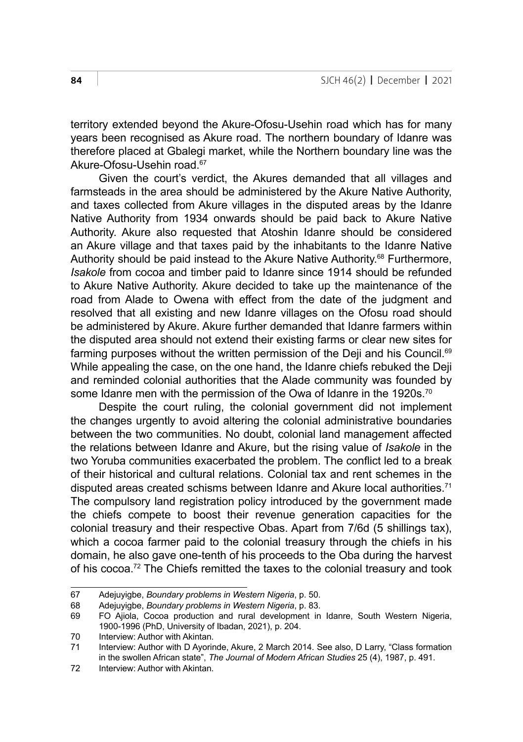territory extended beyond the Akure-Ofosu-Usehin road which has for many years been recognised as Akure road. The northern boundary of Idanre was therefore placed at Gbalegi market, while the Northern boundary line was the Akure-Ofosu-Usehin road.[67]

Given the court's verdict, the Akures demanded that all villages and farmsteads in the area should be administered by the Akure Native Authority, and taxes collected from Akure villages in the disputed areas by the Idanre Native Authority from 1934 onwards should be paid back to Akure Native Authority. Akure also requested that Atoshin Idanre should be considered an Akure village and that taxes paid by the inhabitants to the Idanre Native Authority should be paid instead to the Akure Native Authority.[68] Furthermore, *Isakole* from cocoa and timber paid to Idanre since 1914 should be refunded to Akure Native Authority. Akure decided to take up the maintenance of the road from Alade to Owena with effect from the date of the judgment and resolved that all existing and new Idanre villages on the Ofosu road should be administered by Akure. Akure further demanded that Idanre farmers within the disputed area should not extend their existing farms or clear new sites for farming purposes without the written permission of the Deji and his Council.[69] While appealing the case, on the one hand, the Idanre chiefs rebuked the Deji and reminded colonial authorities that the Alade community was founded by some Idanre men with the permission of the Owa of Idanre in the 1920s.[70]

Despite the court ruling, the colonial government did not implement the changes urgently to avoid altering the colonial administrative boundaries between the two communities. No doubt, colonial land management affected the relations between Idanre and Akure, but the rising value of *Isakole* in the two Yoruba communities exacerbated the problem. The conflict led to a break of their historical and cultural relations. Colonial tax and rent schemes in the disputed areas created schisms between Idanre and Akure local authorities.[71] The compulsory land registration policy introduced by the government made the chiefs compete to boost their revenue generation capacities for the colonial treasury and their respective Obas. Apart from 7/6d (5 shillings tax), which a cocoa farmer paid to the colonial treasury through the chiefs in his domain, he also gave one-tenth of his proceeds to the Oba during the harvest of his cocoa.[72] The Chiefs remitted the taxes to the colonial treasury and took

---

67 Adejuyigbe, *Boundary problems in Western Nigeria*, p. 50.

68 Adejuyigbe, *Boundary problems in Western Nigeria*, p. 83.

69 FO Ajiola, Cocoa production and rural development in Idanre, South Western Nigeria, 1900-1996 (PhD, University of Ibadan, 2021), p. 204.

70 Interview: Author with Akintan.

71 Interview: Author with D Ayorinde, Akure, 2 March 2014. See also, D Larry, "Class formation in the swollen African state", *The Journal of Modern African Studies* 25 (4), 1987, p. 491.

72 Interview: Author with Akintan.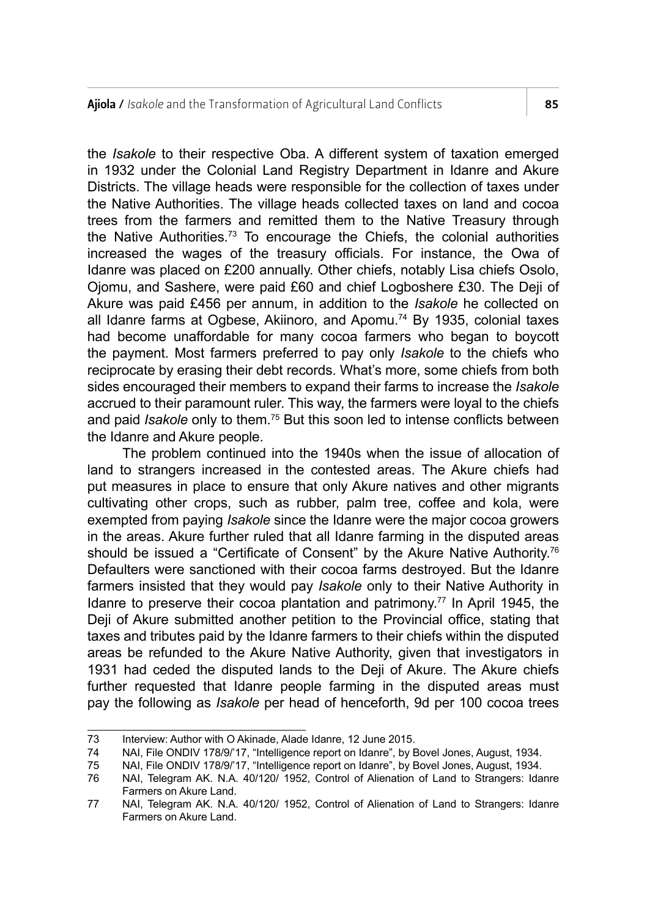the *Isakole* to their respective Oba. A different system of taxation emerged in 1932 under the Colonial Land Registry Department in Idanre and Akure Districts. The village heads were responsible for the collection of taxes under the Native Authorities. The village heads collected taxes on land and cocoa trees from the farmers and remitted them to the Native Treasury through the Native Authorities.[73] To encourage the Chiefs, the colonial authorities increased the wages of the treasury officials. For instance, the Owa of Idanre was placed on £200 annually. Other chiefs, notably Lisa chiefs Osolo, Ojomu, and Sashere, were paid £60 and chief Logboshere £30. The Deji of Akure was paid £456 per annum, in addition to the *Isakole* he collected on all Idanre farms at Ogbese, Akiinoro, and Apomu.[74] By 1935, colonial taxes had become unaffordable for many cocoa farmers who began to boycott the payment. Most farmers preferred to pay only *Isakole* to the chiefs who reciprocate by erasing their debt records. What's more, some chiefs from both sides encouraged their members to expand their farms to increase the *Isakole* accrued to their paramount ruler. This way, the farmers were loyal to the chiefs and paid *Isakole* only to them.[75] But this soon led to intense conflicts between the Idanre and Akure people.

The problem continued into the 1940s when the issue of allocation of land to strangers increased in the contested areas. The Akure chiefs had put measures in place to ensure that only Akure natives and other migrants cultivating other crops, such as rubber, palm tree, coffee and kola, were exempted from paying *Isakole* since the Idanre were the major cocoa growers in the areas. Akure further ruled that all Idanre farming in the disputed areas should be issued a "Certificate of Consent" by the Akure Native Authority.[76] Defaulters were sanctioned with their cocoa farms destroyed. But the Idanre farmers insisted that they would pay *Isakole* only to their Native Authority in Idanre to preserve their cocoa plantation and patrimony.[77] In April 1945, the Deji of Akure submitted another petition to the Provincial office, stating that taxes and tributes paid by the Idanre farmers to their chiefs within the disputed areas be refunded to the Akure Native Authority, given that investigators in 1931 had ceded the disputed lands to the Deji of Akure. The Akure chiefs further requested that Idanre people farming in the disputed areas must pay the following as *Isakole* per head of henceforth, 9d per 100 cocoa trees

---

73 Interview: Author with O Akinade, Alade Idanre, 12 June 2015.

74 NAI, File ONDIV 178/9/'17, "Intelligence report on Idanre", by Bovel Jones, August, 1934.

75 NAI, File ONDIV 178/9/'17, "Intelligence report on Idanre", by Bovel Jones, August, 1934.

76 NAI, Telegram AK. N.A. 40/120/ 1952, Control of Alienation of Land to Strangers: Idanre Farmers on Akure Land.

77 NAI, Telegram AK. N.A. 40/120/ 1952, Control of Alienation of Land to Strangers: Idanre Farmers on Akure Land.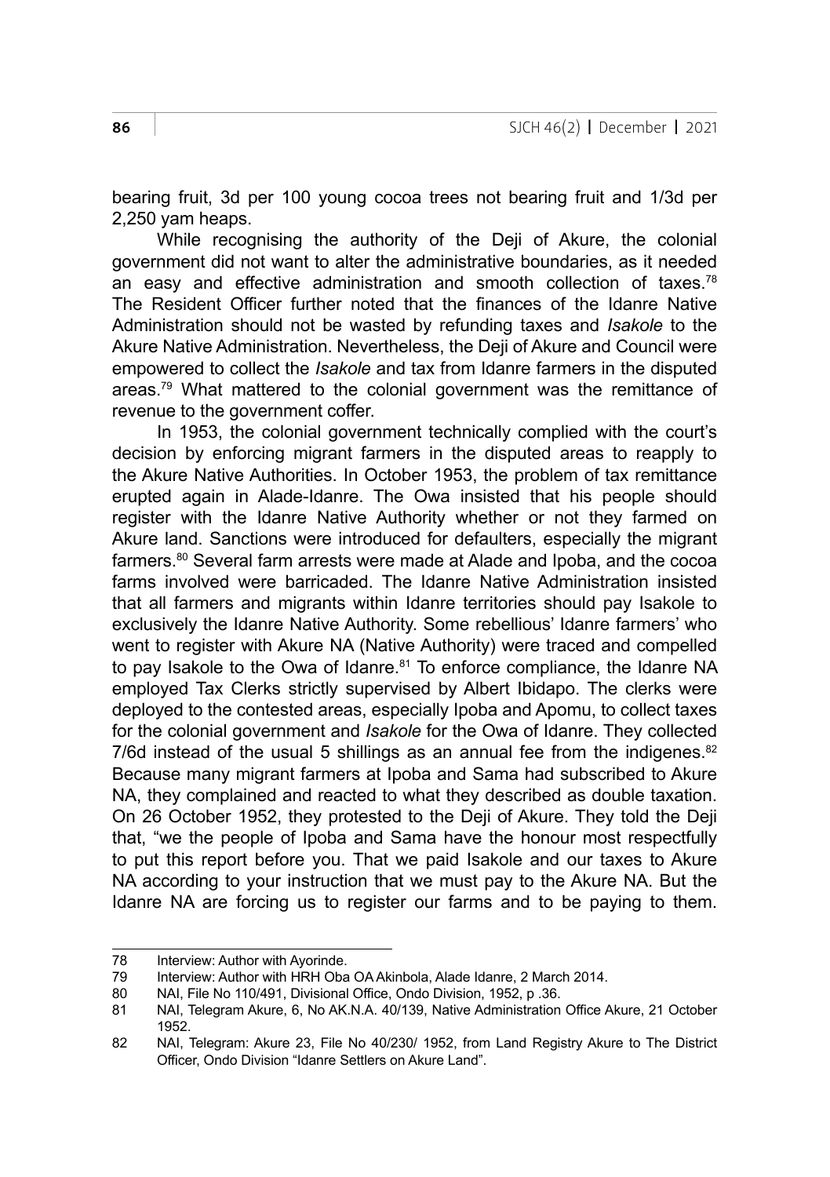bearing fruit, 3d per 100 young cocoa trees not bearing fruit and 1/3d per 2,250 yam heaps.

While recognising the authority of the Deji of Akure, the colonial government did not want to alter the administrative boundaries, as it needed an easy and effective administration and smooth collection of taxes.[78] The Resident Officer further noted that the finances of the Idanre Native Administration should not be wasted by refunding taxes and *Isakole* to the Akure Native Administration. Nevertheless, the Deji of Akure and Council were empowered to collect the *Isakole* and tax from Idanre farmers in the disputed areas.[79] What mattered to the colonial government was the remittance of revenue to the government coffer.

In 1953, the colonial government technically complied with the court's decision by enforcing migrant farmers in the disputed areas to reapply to the Akure Native Authorities. In October 1953, the problem of tax remittance erupted again in Alade-Idanre. The Owa insisted that his people should register with the Idanre Native Authority whether or not they farmed on Akure land. Sanctions were introduced for defaulters, especially the migrant farmers.[80] Several farm arrests were made at Alade and Ipoba, and the cocoa farms involved were barricaded. The Idanre Native Administration insisted that all farmers and migrants within Idanre territories should pay Isakole to exclusively the Idanre Native Authority. Some rebellious' Idanre farmers' who went to register with Akure NA (Native Authority) were traced and compelled to pay Isakole to the Owa of Idanre.[81] To enforce compliance, the Idanre NA employed Tax Clerks strictly supervised by Albert Ibidapo. The clerks were deployed to the contested areas, especially Ipoba and Apomu, to collect taxes for the colonial government and *Isakole* for the Owa of Idanre. They collected 7/6d instead of the usual 5 shillings as an annual fee from the indigenes.[82] Because many migrant farmers at Ipoba and Sama had subscribed to Akure NA, they complained and reacted to what they described as double taxation. On 26 October 1952, they protested to the Deji of Akure. They told the Deji that, "we the people of Ipoba and Sama have the honour most respectfully to put this report before you. That we paid Isakole and our taxes to Akure NA according to your instruction that we must pay to the Akure NA. But the Idanre NA are forcing us to register our farms and to be paying to them.

---

78 Interview: Author with Ayorinde.

79 Interview: Author with HRH Oba OA Akinbola, Alade Idanre, 2 March 2014.

80 NAI, File No 110/491, Divisional Office, Ondo Division, 1952, p .36.

81 NAI, Telegram Akure, 6, No AK.N.A. 40/139, Native Administration Office Akure, 21 October 1952.

82 NAI, Telegram: Akure 23, File No 40/230/ 1952, from Land Registry Akure to The District Officer, Ondo Division "Idanre Settlers on Akure Land".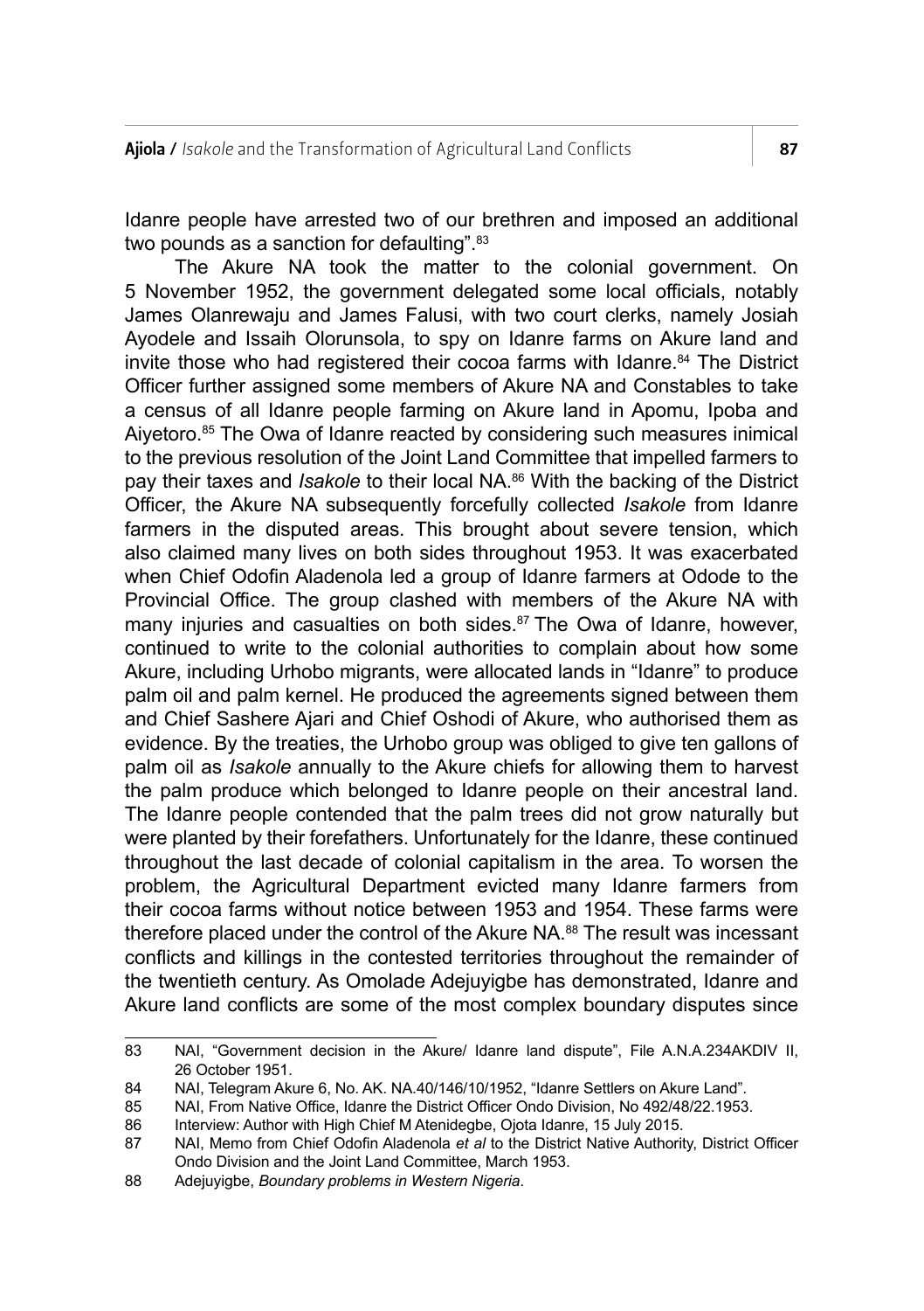Idanre people have arrested two of our brethren and imposed an additional two pounds as a sanction for defaulting".[83]

The Akure NA took the matter to the colonial government. On 5 November 1952, the government delegated some local officials, notably James Olanrewaju and James Falusi, with two court clerks, namely Josiah Ayodele and Issaih Olorunsola, to spy on Idanre farms on Akure land and invite those who had registered their cocoa farms with Idanre.[84] The District Officer further assigned some members of Akure NA and Constables to take a census of all Idanre people farming on Akure land in Apomu, Ipoba and Aiyetoro.[85] The Owa of Idanre reacted by considering such measures inimical to the previous resolution of the Joint Land Committee that impelled farmers to pay their taxes and *Isakole* to their local NA.[86] With the backing of the District Officer, the Akure NA subsequently forcefully collected *Isakole* from Idanre farmers in the disputed areas. This brought about severe tension, which also claimed many lives on both sides throughout 1953. It was exacerbated when Chief Odofin Aladenola led a group of Idanre farmers at Odode to the Provincial Office. The group clashed with members of the Akure NA with many injuries and casualties on both sides.[87] The Owa of Idanre, however, continued to write to the colonial authorities to complain about how some Akure, including Urhobo migrants, were allocated lands in "Idanre" to produce palm oil and palm kernel. He produced the agreements signed between them and Chief Sashere Ajari and Chief Oshodi of Akure, who authorised them as evidence. By the treaties, the Urhobo group was obliged to give ten gallons of palm oil as *Isakole* annually to the Akure chiefs for allowing them to harvest the palm produce which belonged to Idanre people on their ancestral land. The Idanre people contended that the palm trees did not grow naturally but were planted by their forefathers. Unfortunately for the Idanre, these continued throughout the last decade of colonial capitalism in the area. To worsen the problem, the Agricultural Department evicted many Idanre farmers from their cocoa farms without notice between 1953 and 1954. These farms were therefore placed under the control of the Akure NA.[88] The result was incessant conflicts and killings in the contested territories throughout the remainder of the twentieth century. As Omolade Adejuyigbe has demonstrated, Idanre and Akure land conflicts are some of the most complex boundary disputes since

---

83 NAI, "Government decision in the Akure/ Idanre land dispute", File A.N.A.234AKDIV II, 26 October 1951.

84 NAI, Telegram Akure 6, No. AK. NA.40/146/10/1952, "Idanre Settlers on Akure Land".

85 NAI, From Native Office, Idanre the District Officer Ondo Division, No 492/48/22.1953.

86 Interview: Author with High Chief M Atenidegbe, Ojota Idanre, 15 July 2015.

87 NAI, Memo from Chief Odofin Aladenola *et al* to the District Native Authority, District Officer Ondo Division and the Joint Land Committee, March 1953.

88 Adejuyigbe, *Boundary problems in Western Nigeria*.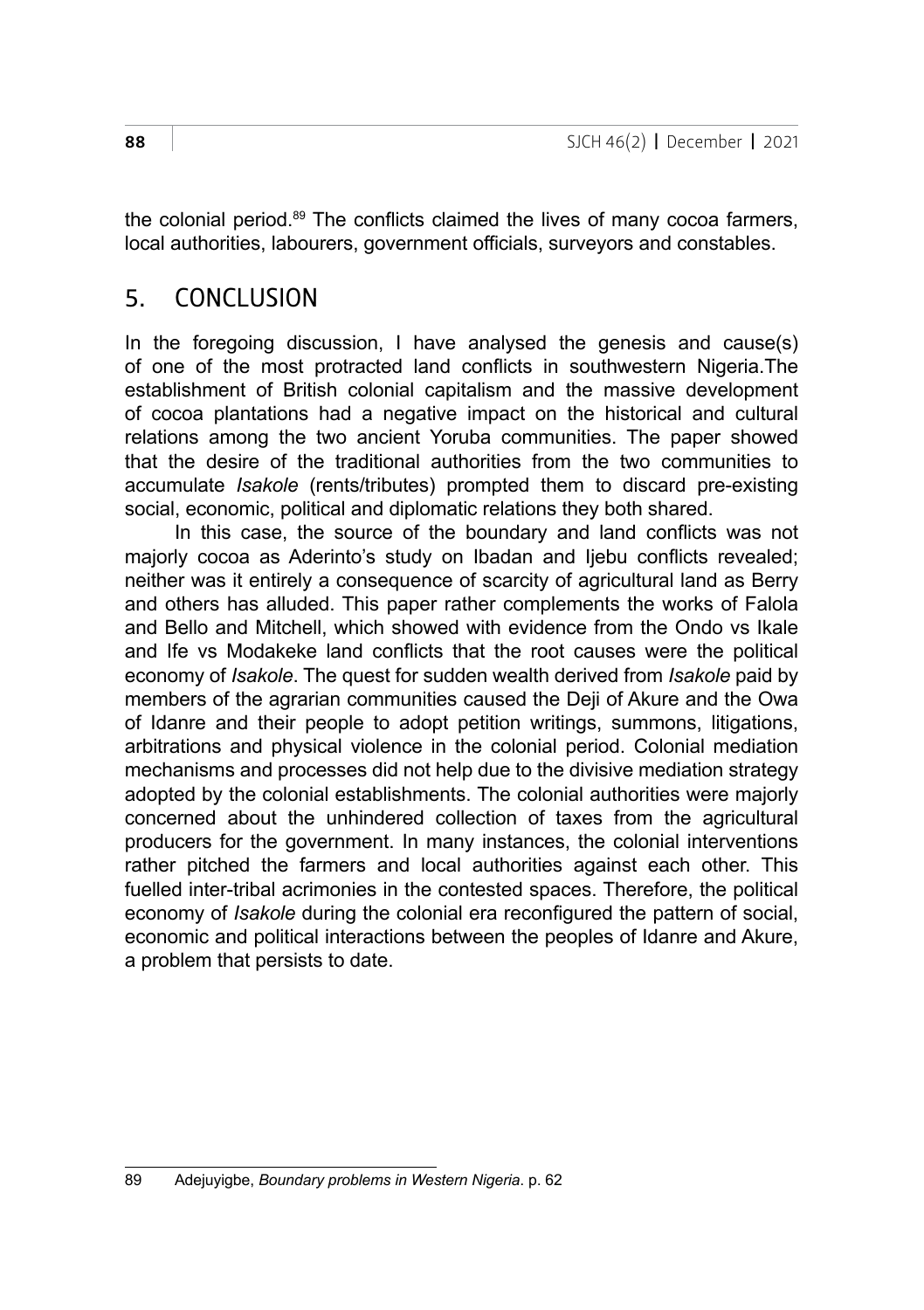the colonial period.[89] The conflicts claimed the lives of many cocoa farmers, local authorities, labourers, government officials, surveyors and constables.

## 5. CONCLUSION

In the foregoing discussion, I have analysed the genesis and cause(s) of one of the most protracted land conflicts in southwestern Nigeria.The establishment of British colonial capitalism and the massive development of cocoa plantations had a negative impact on the historical and cultural relations among the two ancient Yoruba communities. The paper showed that the desire of the traditional authorities from the two communities to accumulate *Isakole* (rents/tributes) prompted them to discard pre-existing social, economic, political and diplomatic relations they both shared.

In this case, the source of the boundary and land conflicts was not majorly cocoa as Aderinto's study on Ibadan and Ijebu conflicts revealed; neither was it entirely a consequence of scarcity of agricultural land as Berry and others has alluded. This paper rather complements the works of Falola and Bello and Mitchell, which showed with evidence from the Ondo vs Ikale and Ife vs Modakeke land conflicts that the root causes were the political economy of *Isakole*. The quest for sudden wealth derived from *Isakole* paid by members of the agrarian communities caused the Deji of Akure and the Owa of Idanre and their people to adopt petition writings, summons, litigations, arbitrations and physical violence in the colonial period. Colonial mediation mechanisms and processes did not help due to the divisive mediation strategy adopted by the colonial establishments. The colonial authorities were majorly concerned about the unhindered collection of taxes from the agricultural producers for the government. In many instances, the colonial interventions rather pitched the farmers and local authorities against each other. This fuelled inter-tribal acrimonies in the contested spaces. Therefore, the political economy of *Isakole* during the colonial era reconfigured the pattern of social, economic and political interactions between the peoples of Idanre and Akure, a problem that persists to date.

---

89 Adejuyigbe, *Boundary problems in Western Nigeria*. p. 62